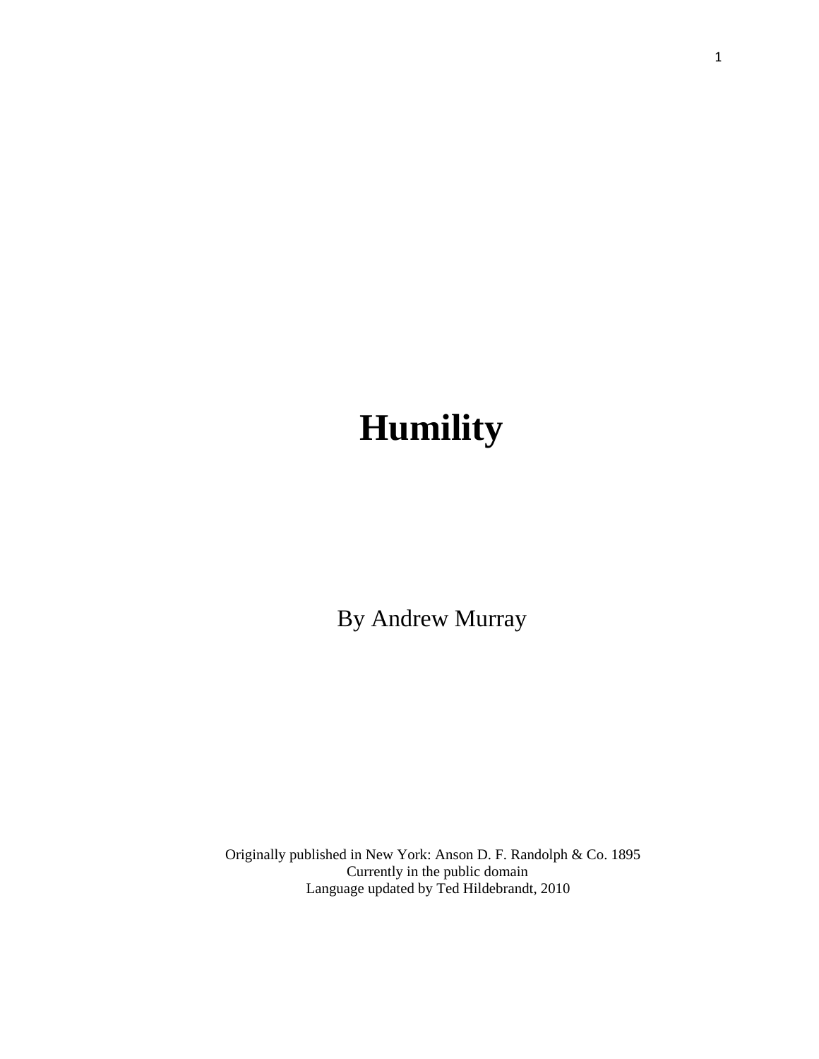# Humility

By Andrew Murray

Originally published in New York: Anson D. F. Randolph & Co. 1895
Currently in the public domain
Language updated by Ted Hildebrandt, 2010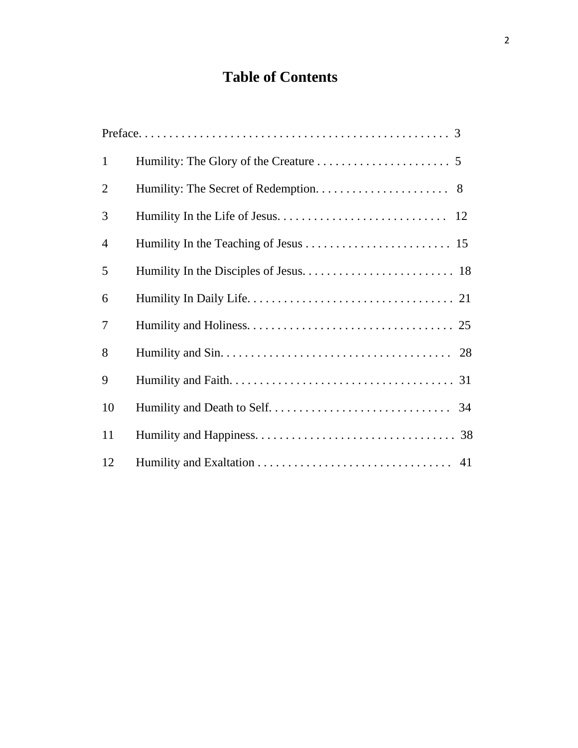# Table of Contents

Preface. . . . . . . . . . . . . . . . . . . . . . . . . . . . . . . . . . . . . . . . . . . . . . . . . . 3

1 Humility: The Glory of the Creature . . . . . . . . . . . . . . . . . . . . . . 5

2 Humility: The Secret of Redemption. . . . . . . . . . . . . . . . . . . . . . 8

3 Humility In the Life of Jesus. . . . . . . . . . . . . . . . . . . . . . . . . . . . 12

4 Humility In the Teaching of Jesus . . . . . . . . . . . . . . . . . . . . . . . . 15

5 Humility In the Disciples of Jesus. . . . . . . . . . . . . . . . . . . . . . . . . 18

6 Humility In Daily Life. . . . . . . . . . . . . . . . . . . . . . . . . . . . . . . . . . 21

7 Humility and Holiness. . . . . . . . . . . . . . . . . . . . . . . . . . . . . . . . . . 25

8 Humility and Sin. . . . . . . . . . . . . . . . . . . . . . . . . . . . . . . . . . . . . . 28

9 Humility and Faith. . . . . . . . . . . . . . . . . . . . . . . . . . . . . . . . . . . . . 31

10 Humility and Death to Self. . . . . . . . . . . . . . . . . . . . . . . . . . . . . 34

11 Humility and Happiness. . . . . . . . . . . . . . . . . . . . . . . . . . . . . . . . 38

12 Humility and Exaltation . . . . . . . . . . . . . . . . . . . . . . . . . . . . . . . 41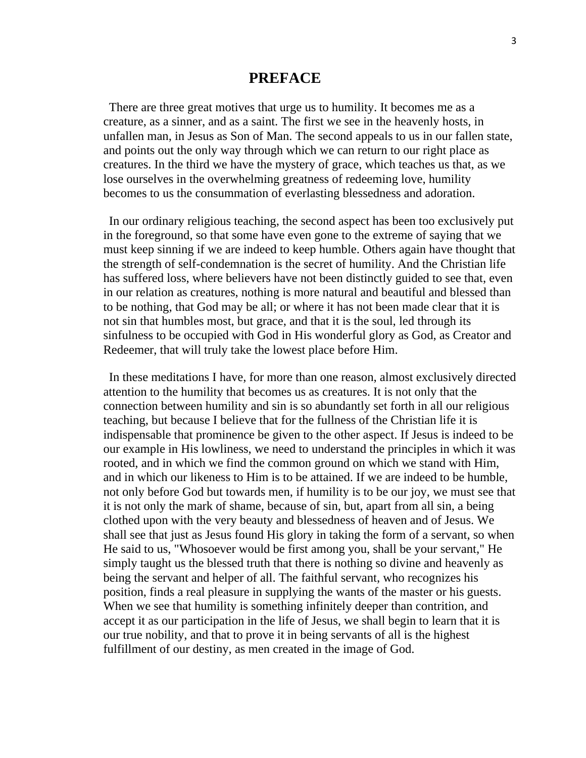# PREFACE

There are three great motives that urge us to humility. It becomes me as a creature, as a sinner, and as a saint. The first we see in the heavenly hosts, in unfallen man, in Jesus as Son of Man. The second appeals to us in our fallen state, and points out the only way through which we can return to our right place as creatures. In the third we have the mystery of grace, which teaches us that, as we lose ourselves in the overwhelming greatness of redeeming love, humility becomes to us the consummation of everlasting blessedness and adoration.

In our ordinary religious teaching, the second aspect has been too exclusively put in the foreground, so that some have even gone to the extreme of saying that we must keep sinning if we are indeed to keep humble. Others again have thought that the strength of self-condemnation is the secret of humility. And the Christian life has suffered loss, where believers have not been distinctly guided to see that, even in our relation as creatures, nothing is more natural and beautiful and blessed than to be nothing, that God may be all; or where it has not been made clear that it is not sin that humbles most, but grace, and that it is the soul, led through its sinfulness to be occupied with God in His wonderful glory as God, as Creator and Redeemer, that will truly take the lowest place before Him.

In these meditations I have, for more than one reason, almost exclusively directed attention to the humility that becomes us as creatures. It is not only that the connection between humility and sin is so abundantly set forth in all our religious teaching, but because I believe that for the fullness of the Christian life it is indispensable that prominence be given to the other aspect. If Jesus is indeed to be our example in His lowliness, we need to understand the principles in which it was rooted, and in which we find the common ground on which we stand with Him, and in which our likeness to Him is to be attained. If we are indeed to be humble, not only before God but towards men, if humility is to be our joy, we must see that it is not only the mark of shame, because of sin, but, apart from all sin, a being clothed upon with the very beauty and blessedness of heaven and of Jesus. We shall see that just as Jesus found His glory in taking the form of a servant, so when He said to us, "Whosoever would be first among you, shall be your servant," He simply taught us the blessed truth that there is nothing so divine and heavenly as being the servant and helper of all. The faithful servant, who recognizes his position, finds a real pleasure in supplying the wants of the master or his guests. When we see that humility is something infinitely deeper than contrition, and accept it as our participation in the life of Jesus, we shall begin to learn that it is our true nobility, and that to prove it in being servants of all is the highest fulfillment of our destiny, as men created in the image of God.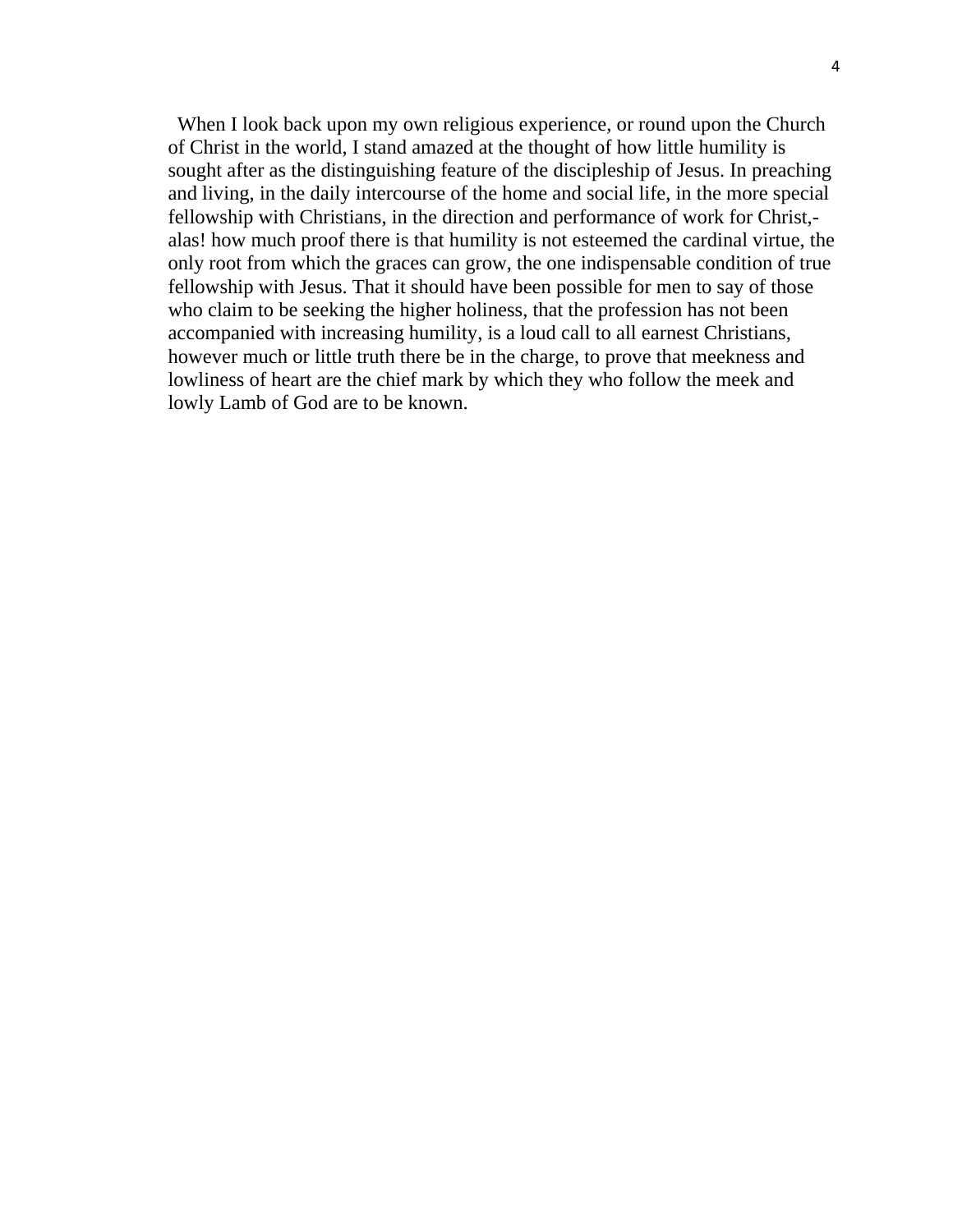When I look back upon my own religious experience, or round upon the Church of Christ in the world, I stand amazed at the thought of how little humility is sought after as the distinguishing feature of the discipleship of Jesus. In preaching and living, in the daily intercourse of the home and social life, in the more special fellowship with Christians, in the direction and performance of work for Christ,-alas! how much proof there is that humility is not esteemed the cardinal virtue, the only root from which the graces can grow, the one indispensable condition of true fellowship with Jesus. That it should have been possible for men to say of those who claim to be seeking the higher holiness, that the profession has not been accompanied with increasing humility, is a loud call to all earnest Christians, however much or little truth there be in the charge, to prove that meekness and lowliness of heart are the chief mark by which they who follow the meek and lowly Lamb of God are to be known.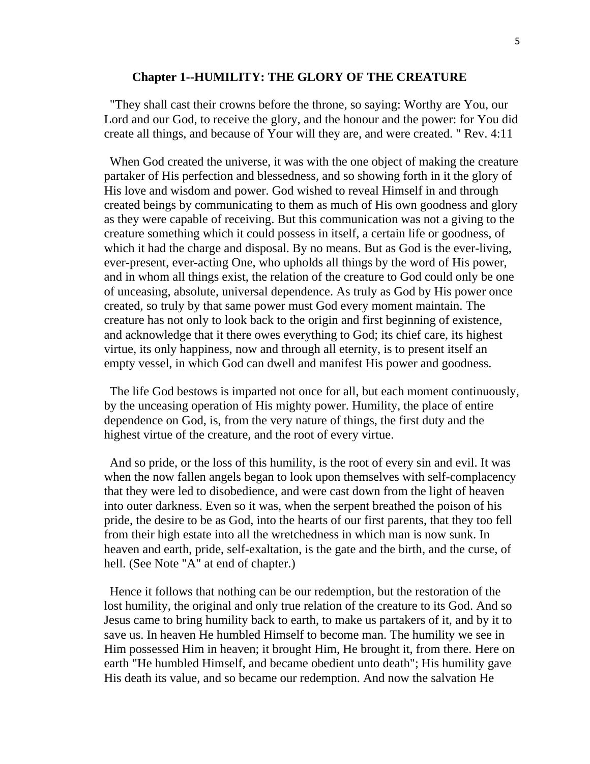## Chapter 1--HUMILITY: THE GLORY OF THE CREATURE

"They shall cast their crowns before the throne, so saying: Worthy are You, our Lord and our God, to receive the glory, and the honour and the power: for You did create all things, and because of Your will they are, and were created. " Rev. 4:11

When God created the universe, it was with the one object of making the creature partaker of His perfection and blessedness, and so showing forth in it the glory of His love and wisdom and power. God wished to reveal Himself in and through created beings by communicating to them as much of His own goodness and glory as they were capable of receiving. But this communication was not a giving to the creature something which it could possess in itself, a certain life or goodness, of which it had the charge and disposal. By no means. But as God is the ever-living, ever-present, ever-acting One, who upholds all things by the word of His power, and in whom all things exist, the relation of the creature to God could only be one of unceasing, absolute, universal dependence. As truly as God by His power once created, so truly by that same power must God every moment maintain. The creature has not only to look back to the origin and first beginning of existence, and acknowledge that it there owes everything to God; its chief care, its highest virtue, its only happiness, now and through all eternity, is to present itself an empty vessel, in which God can dwell and manifest His power and goodness.

The life God bestows is imparted not once for all, but each moment continuously, by the unceasing operation of His mighty power. Humility, the place of entire dependence on God, is, from the very nature of things, the first duty and the highest virtue of the creature, and the root of every virtue.

And so pride, or the loss of this humility, is the root of every sin and evil. It was when the now fallen angels began to look upon themselves with self-complacency that they were led to disobedience, and were cast down from the light of heaven into outer darkness. Even so it was, when the serpent breathed the poison of his pride, the desire to be as God, into the hearts of our first parents, that they too fell from their high estate into all the wretchedness in which man is now sunk. In heaven and earth, pride, self-exaltation, is the gate and the birth, and the curse, of hell. (See Note "A" at end of chapter.)

Hence it follows that nothing can be our redemption, but the restoration of the lost humility, the original and only true relation of the creature to its God. And so Jesus came to bring humility back to earth, to make us partakers of it, and by it to save us. In heaven He humbled Himself to become man. The humility we see in Him possessed Him in heaven; it brought Him, He brought it, from there. Here on earth "He humbled Himself, and became obedient unto death"; His humility gave His death its value, and so became our redemption. And now the salvation He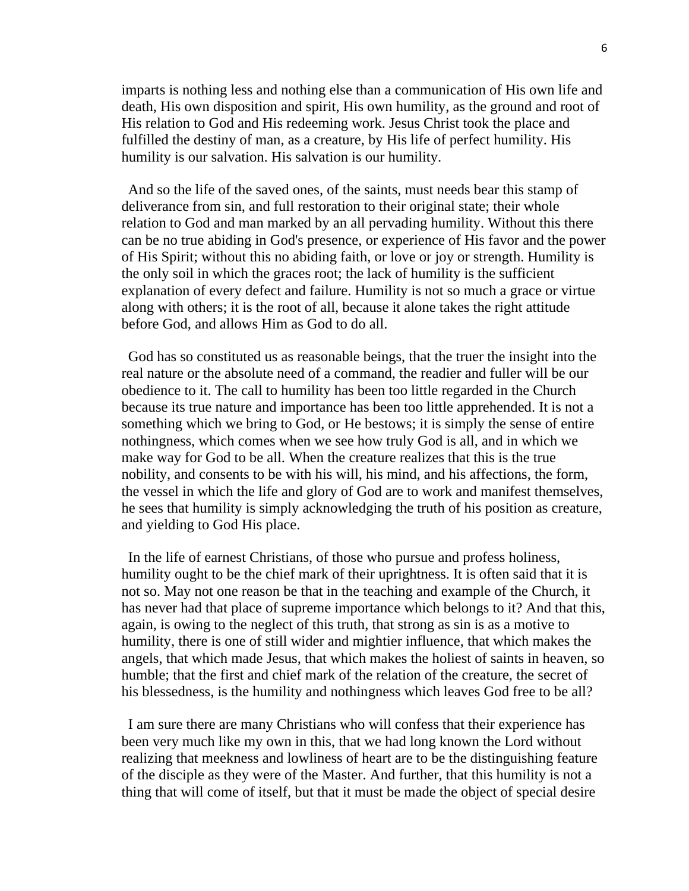imparts is nothing less and nothing else than a communication of His own life and death, His own disposition and spirit, His own humility, as the ground and root of His relation to God and His redeeming work. Jesus Christ took the place and fulfilled the destiny of man, as a creature, by His life of perfect humility. His humility is our salvation. His salvation is our humility.

And so the life of the saved ones, of the saints, must needs bear this stamp of deliverance from sin, and full restoration to their original state; their whole relation to God and man marked by an all pervading humility. Without this there can be no true abiding in God's presence, or experience of His favor and the power of His Spirit; without this no abiding faith, or love or joy or strength. Humility is the only soil in which the graces root; the lack of humility is the sufficient explanation of every defect and failure. Humility is not so much a grace or virtue along with others; it is the root of all, because it alone takes the right attitude before God, and allows Him as God to do all.

God has so constituted us as reasonable beings, that the truer the insight into the real nature or the absolute need of a command, the readier and fuller will be our obedience to it. The call to humility has been too little regarded in the Church because its true nature and importance has been too little apprehended. It is not a something which we bring to God, or He bestows; it is simply the sense of entire nothingness, which comes when we see how truly God is all, and in which we make way for God to be all. When the creature realizes that this is the true nobility, and consents to be with his will, his mind, and his affections, the form, the vessel in which the life and glory of God are to work and manifest themselves, he sees that humility is simply acknowledging the truth of his position as creature, and yielding to God His place.

In the life of earnest Christians, of those who pursue and profess holiness, humility ought to be the chief mark of their uprightness. It is often said that it is not so. May not one reason be that in the teaching and example of the Church, it has never had that place of supreme importance which belongs to it? And that this, again, is owing to the neglect of this truth, that strong as sin is as a motive to humility, there is one of still wider and mightier influence, that which makes the angels, that which made Jesus, that which makes the holiest of saints in heaven, so humble; that the first and chief mark of the relation of the creature, the secret of his blessedness, is the humility and nothingness which leaves God free to be all?

I am sure there are many Christians who will confess that their experience has been very much like my own in this, that we had long known the Lord without realizing that meekness and lowliness of heart are to be the distinguishing feature of the disciple as they were of the Master. And further, that this humility is not a thing that will come of itself, but that it must be made the object of special desire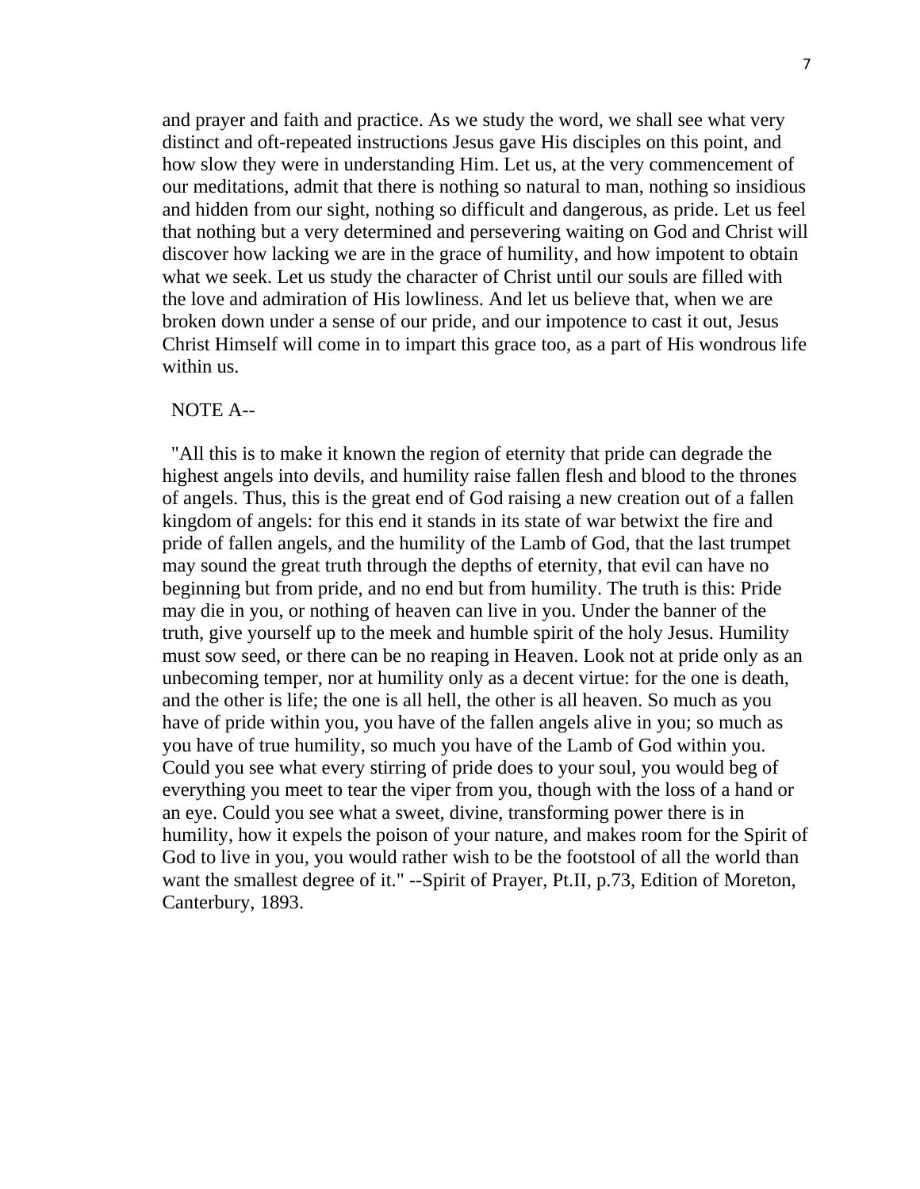and prayer and faith and practice. As we study the word, we shall see what very distinct and oft-repeated instructions Jesus gave His disciples on this point, and how slow they were in understanding Him. Let us, at the very commencement of our meditations, admit that there is nothing so natural to man, nothing so insidious and hidden from our sight, nothing so difficult and dangerous, as pride. Let us feel that nothing but a very determined and persevering waiting on God and Christ will discover how lacking we are in the grace of humility, and how impotent to obtain what we seek. Let us study the character of Christ until our souls are filled with the love and admiration of His lowliness. And let us believe that, when we are broken down under a sense of our pride, and our impotence to cast it out, Jesus Christ Himself will come in to impart this grace too, as a part of His wondrous life within us.

NOTE A--

"All this is to make it known the region of eternity that pride can degrade the highest angels into devils, and humility raise fallen flesh and blood to the thrones of angels. Thus, this is the great end of God raising a new creation out of a fallen kingdom of angels: for this end it stands in its state of war betwixt the fire and pride of fallen angels, and the humility of the Lamb of God, that the last trumpet may sound the great truth through the depths of eternity, that evil can have no beginning but from pride, and no end but from humility. The truth is this: Pride may die in you, or nothing of heaven can live in you. Under the banner of the truth, give yourself up to the meek and humble spirit of the holy Jesus. Humility must sow seed, or there can be no reaping in Heaven. Look not at pride only as an unbecoming temper, nor at humility only as a decent virtue: for the one is death, and the other is life; the one is all hell, the other is all heaven. So much as you have of pride within you, you have of the fallen angels alive in you; so much as you have of true humility, so much you have of the Lamb of God within you. Could you see what every stirring of pride does to your soul, you would beg of everything you meet to tear the viper from you, though with the loss of a hand or an eye. Could you see what a sweet, divine, transforming power there is in humility, how it expels the poison of your nature, and makes room for the Spirit of God to live in you, you would rather wish to be the footstool of all the world than want the smallest degree of it." --Spirit of Prayer, Pt.II, p.73, Edition of Moreton, Canterbury, 1893.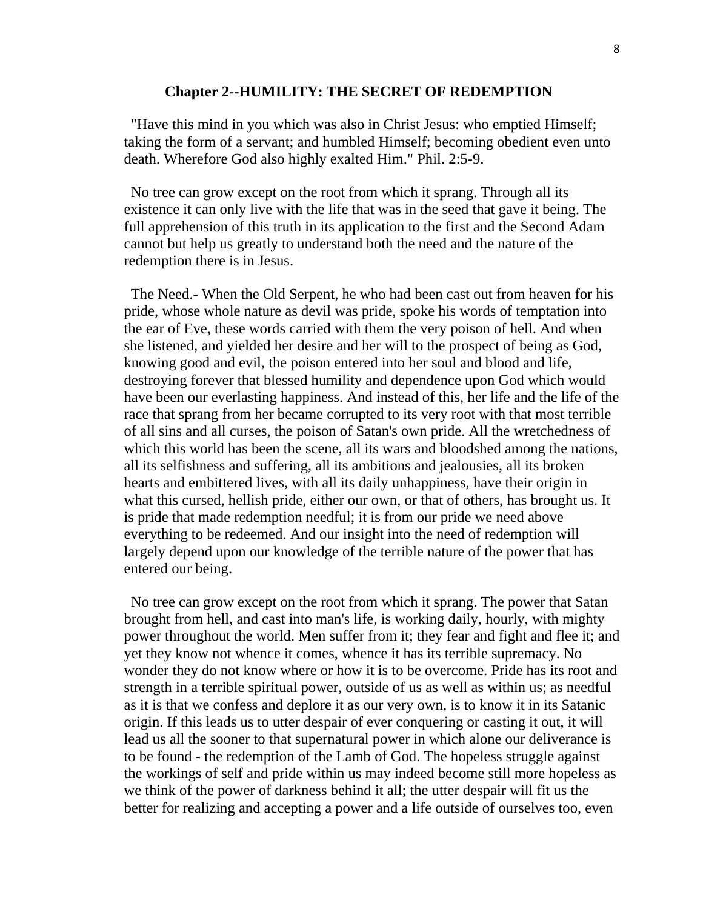## Chapter 2--HUMILITY: THE SECRET OF REDEMPTION

"Have this mind in you which was also in Christ Jesus: who emptied Himself; taking the form of a servant; and humbled Himself; becoming obedient even unto death. Wherefore God also highly exalted Him." Phil. 2:5-9.

No tree can grow except on the root from which it sprang. Through all its existence it can only live with the life that was in the seed that gave it being. The full apprehension of this truth in its application to the first and the Second Adam cannot but help us greatly to understand both the need and the nature of the redemption there is in Jesus.

The Need.- When the Old Serpent, he who had been cast out from heaven for his pride, whose whole nature as devil was pride, spoke his words of temptation into the ear of Eve, these words carried with them the very poison of hell. And when she listened, and yielded her desire and her will to the prospect of being as God, knowing good and evil, the poison entered into her soul and blood and life, destroying forever that blessed humility and dependence upon God which would have been our everlasting happiness. And instead of this, her life and the life of the race that sprang from her became corrupted to its very root with that most terrible of all sins and all curses, the poison of Satan's own pride. All the wretchedness of which this world has been the scene, all its wars and bloodshed among the nations, all its selfishness and suffering, all its ambitions and jealousies, all its broken hearts and embittered lives, with all its daily unhappiness, have their origin in what this cursed, hellish pride, either our own, or that of others, has brought us. It is pride that made redemption needful; it is from our pride we need above everything to be redeemed. And our insight into the need of redemption will largely depend upon our knowledge of the terrible nature of the power that has entered our being.

No tree can grow except on the root from which it sprang. The power that Satan brought from hell, and cast into man's life, is working daily, hourly, with mighty power throughout the world. Men suffer from it; they fear and fight and flee it; and yet they know not whence it comes, whence it has its terrible supremacy. No wonder they do not know where or how it is to be overcome. Pride has its root and strength in a terrible spiritual power, outside of us as well as within us; as needful as it is that we confess and deplore it as our very own, is to know it in its Satanic origin. If this leads us to utter despair of ever conquering or casting it out, it will lead us all the sooner to that supernatural power in which alone our deliverance is to be found - the redemption of the Lamb of God. The hopeless struggle against the workings of self and pride within us may indeed become still more hopeless as we think of the power of darkness behind it all; the utter despair will fit us the better for realizing and accepting a power and a life outside of ourselves too, even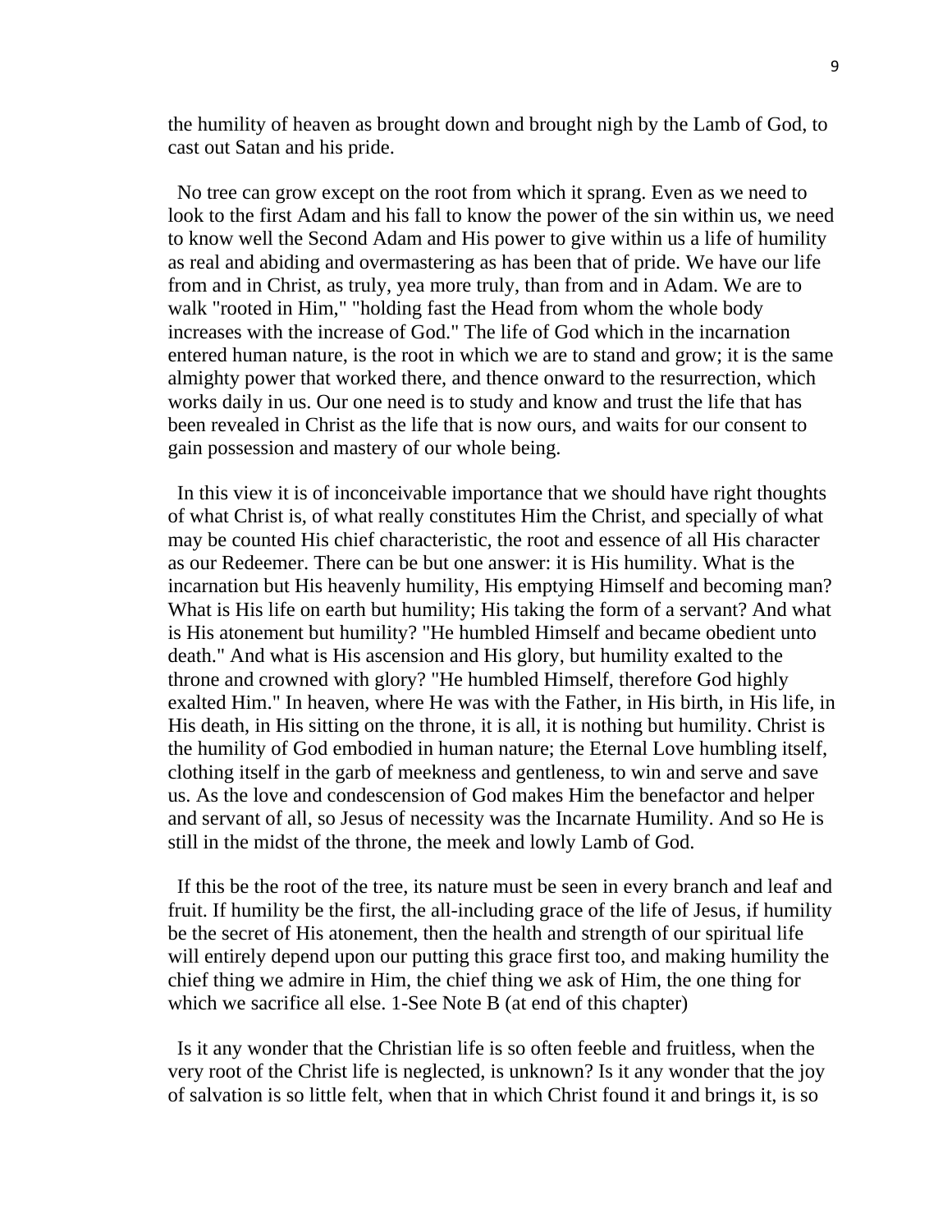the humility of heaven as brought down and brought nigh by the Lamb of God, to cast out Satan and his pride.

No tree can grow except on the root from which it sprang. Even as we need to look to the first Adam and his fall to know the power of the sin within us, we need to know well the Second Adam and His power to give within us a life of humility as real and abiding and overmastering as has been that of pride. We have our life from and in Christ, as truly, yea more truly, than from and in Adam. We are to walk "rooted in Him," "holding fast the Head from whom the whole body increases with the increase of God." The life of God which in the incarnation entered human nature, is the root in which we are to stand and grow; it is the same almighty power that worked there, and thence onward to the resurrection, which works daily in us. Our one need is to study and know and trust the life that has been revealed in Christ as the life that is now ours, and waits for our consent to gain possession and mastery of our whole being.

In this view it is of inconceivable importance that we should have right thoughts of what Christ is, of what really constitutes Him the Christ, and specially of what may be counted His chief characteristic, the root and essence of all His character as our Redeemer. There can be but one answer: it is His humility. What is the incarnation but His heavenly humility, His emptying Himself and becoming man? What is His life on earth but humility; His taking the form of a servant? And what is His atonement but humility? "He humbled Himself and became obedient unto death." And what is His ascension and His glory, but humility exalted to the throne and crowned with glory? "He humbled Himself, therefore God highly exalted Him." In heaven, where He was with the Father, in His birth, in His life, in His death, in His sitting on the throne, it is all, it is nothing but humility. Christ is the humility of God embodied in human nature; the Eternal Love humbling itself, clothing itself in the garb of meekness and gentleness, to win and serve and save us. As the love and condescension of God makes Him the benefactor and helper and servant of all, so Jesus of necessity was the Incarnate Humility. And so He is still in the midst of the throne, the meek and lowly Lamb of God.

If this be the root of the tree, its nature must be seen in every branch and leaf and fruit. If humility be the first, the all-including grace of the life of Jesus, if humility be the secret of His atonement, then the health and strength of our spiritual life will entirely depend upon our putting this grace first too, and making humility the chief thing we admire in Him, the chief thing we ask of Him, the one thing for which we sacrifice all else. 1-See Note B (at end of this chapter)

Is it any wonder that the Christian life is so often feeble and fruitless, when the very root of the Christ life is neglected, is unknown? Is it any wonder that the joy of salvation is so little felt, when that in which Christ found it and brings it, is so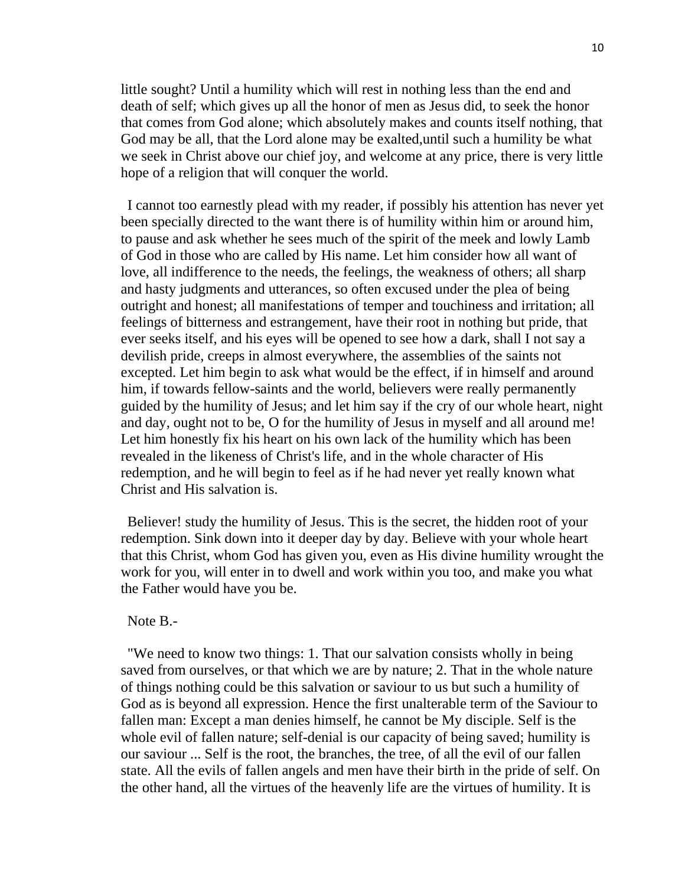little sought? Until a humility which will rest in nothing less than the end and death of self; which gives up all the honor of men as Jesus did, to seek the honor that comes from God alone; which absolutely makes and counts itself nothing, that God may be all, that the Lord alone may be exalted,until such a humility be what we seek in Christ above our chief joy, and welcome at any price, there is very little hope of a religion that will conquer the world.

I cannot too earnestly plead with my reader, if possibly his attention has never yet been specially directed to the want there is of humility within him or around him, to pause and ask whether he sees much of the spirit of the meek and lowly Lamb of God in those who are called by His name. Let him consider how all want of love, all indifference to the needs, the feelings, the weakness of others; all sharp and hasty judgments and utterances, so often excused under the plea of being outright and honest; all manifestations of temper and touchiness and irritation; all feelings of bitterness and estrangement, have their root in nothing but pride, that ever seeks itself, and his eyes will be opened to see how a dark, shall I not say a devilish pride, creeps in almost everywhere, the assemblies of the saints not excepted. Let him begin to ask what would be the effect, if in himself and around him, if towards fellow-saints and the world, believers were really permanently guided by the humility of Jesus; and let him say if the cry of our whole heart, night and day, ought not to be, O for the humility of Jesus in myself and all around me! Let him honestly fix his heart on his own lack of the humility which has been revealed in the likeness of Christ's life, and in the whole character of His redemption, and he will begin to feel as if he had never yet really known what Christ and His salvation is.

Believer! study the humility of Jesus. This is the secret, the hidden root of your redemption. Sink down into it deeper day by day. Believe with your whole heart that this Christ, whom God has given you, even as His divine humility wrought the work for you, will enter in to dwell and work within you too, and make you what the Father would have you be.

Note B.-

"We need to know two things: 1. That our salvation consists wholly in being saved from ourselves, or that which we are by nature; 2. That in the whole nature of things nothing could be this salvation or saviour to us but such a humility of God as is beyond all expression. Hence the first unalterable term of the Saviour to fallen man: Except a man denies himself, he cannot be My disciple. Self is the whole evil of fallen nature; self-denial is our capacity of being saved; humility is our saviour ... Self is the root, the branches, the tree, of all the evil of our fallen state. All the evils of fallen angels and men have their birth in the pride of self. On the other hand, all the virtues of the heavenly life are the virtues of humility. It is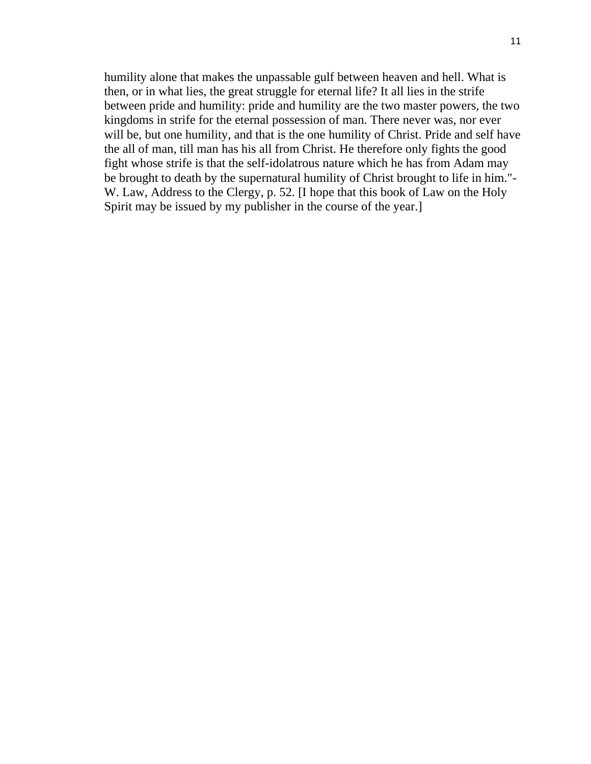humility alone that makes the unpassable gulf between heaven and hell. What is then, or in what lies, the great struggle for eternal life? It all lies in the strife between pride and humility: pride and humility are the two master powers, the two kingdoms in strife for the eternal possession of man. There never was, nor ever will be, but one humility, and that is the one humility of Christ. Pride and self have the all of man, till man has his all from Christ. He therefore only fights the good fight whose strife is that the self-idolatrous nature which he has from Adam may be brought to death by the supernatural humility of Christ brought to life in him."-W. Law, Address to the Clergy, p. 52. [I hope that this book of Law on the Holy Spirit may be issued by my publisher in the course of the year.]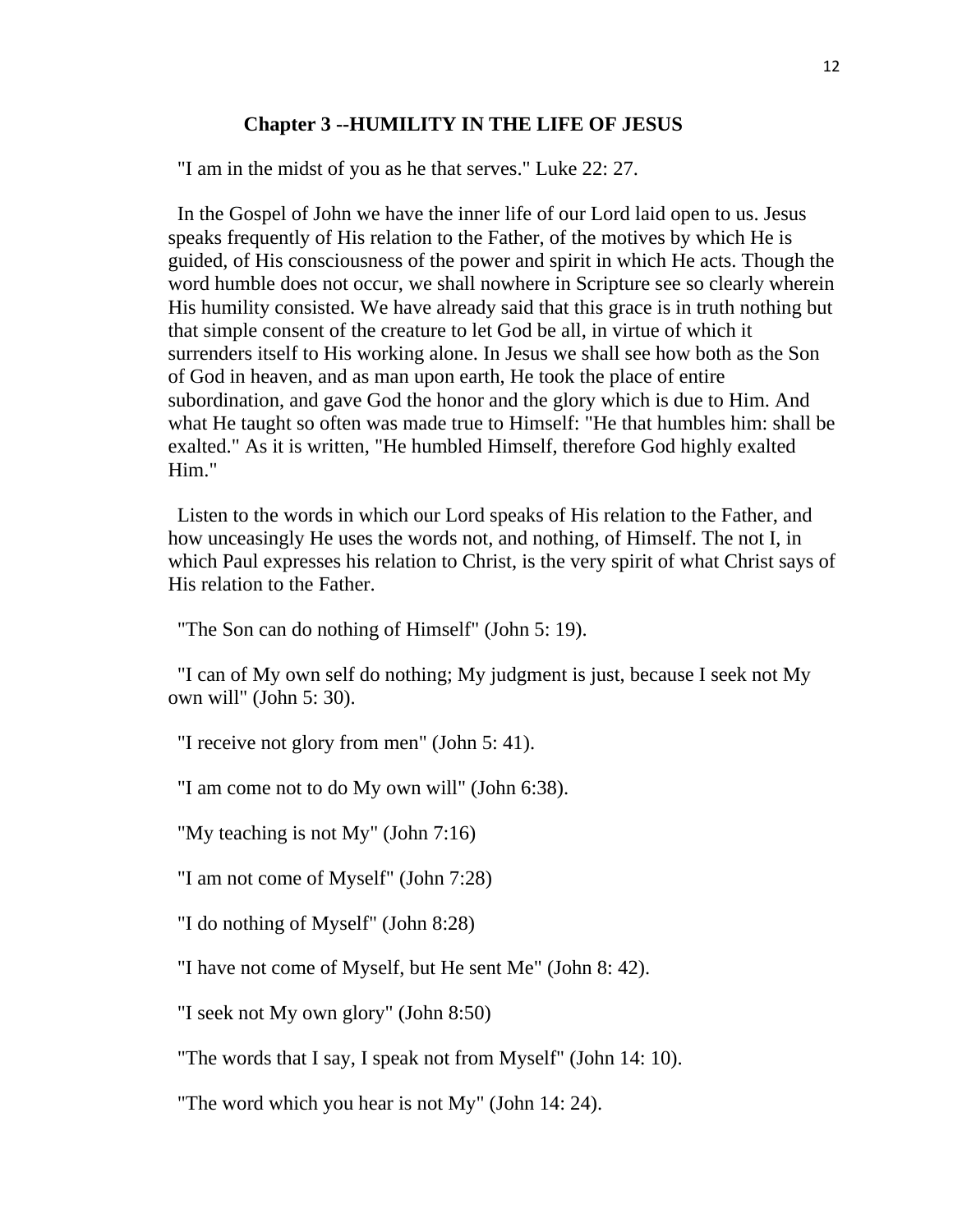## Chapter 3 --HUMILITY IN THE LIFE OF JESUS

"I am in the midst of you as he that serves." Luke 22: 27.

In the Gospel of John we have the inner life of our Lord laid open to us. Jesus speaks frequently of His relation to the Father, of the motives by which He is guided, of His consciousness of the power and spirit in which He acts. Though the word humble does not occur, we shall nowhere in Scripture see so clearly wherein His humility consisted. We have already said that this grace is in truth nothing but that simple consent of the creature to let God be all, in virtue of which it surrenders itself to His working alone. In Jesus we shall see how both as the Son of God in heaven, and as man upon earth, He took the place of entire subordination, and gave God the honor and the glory which is due to Him. And what He taught so often was made true to Himself: "He that humbles him: shall be exalted." As it is written, "He humbled Himself, therefore God highly exalted Him."

Listen to the words in which our Lord speaks of His relation to the Father, and how unceasingly He uses the words not, and nothing, of Himself. The not I, in which Paul expresses his relation to Christ, is the very spirit of what Christ says of His relation to the Father.

"The Son can do nothing of Himself" (John 5: 19).

"I can of My own self do nothing; My judgment is just, because I seek not My own will" (John 5: 30).

"I receive not glory from men" (John 5: 41).

"I am come not to do My own will" (John 6:38).

"My teaching is not My" (John 7:16)

"I am not come of Myself" (John 7:28)

"I do nothing of Myself" (John 8:28)

"I have not come of Myself, but He sent Me" (John 8: 42).

"I seek not My own glory" (John 8:50)

"The words that I say, I speak not from Myself" (John 14: 10).

"The word which you hear is not My" (John 14: 24).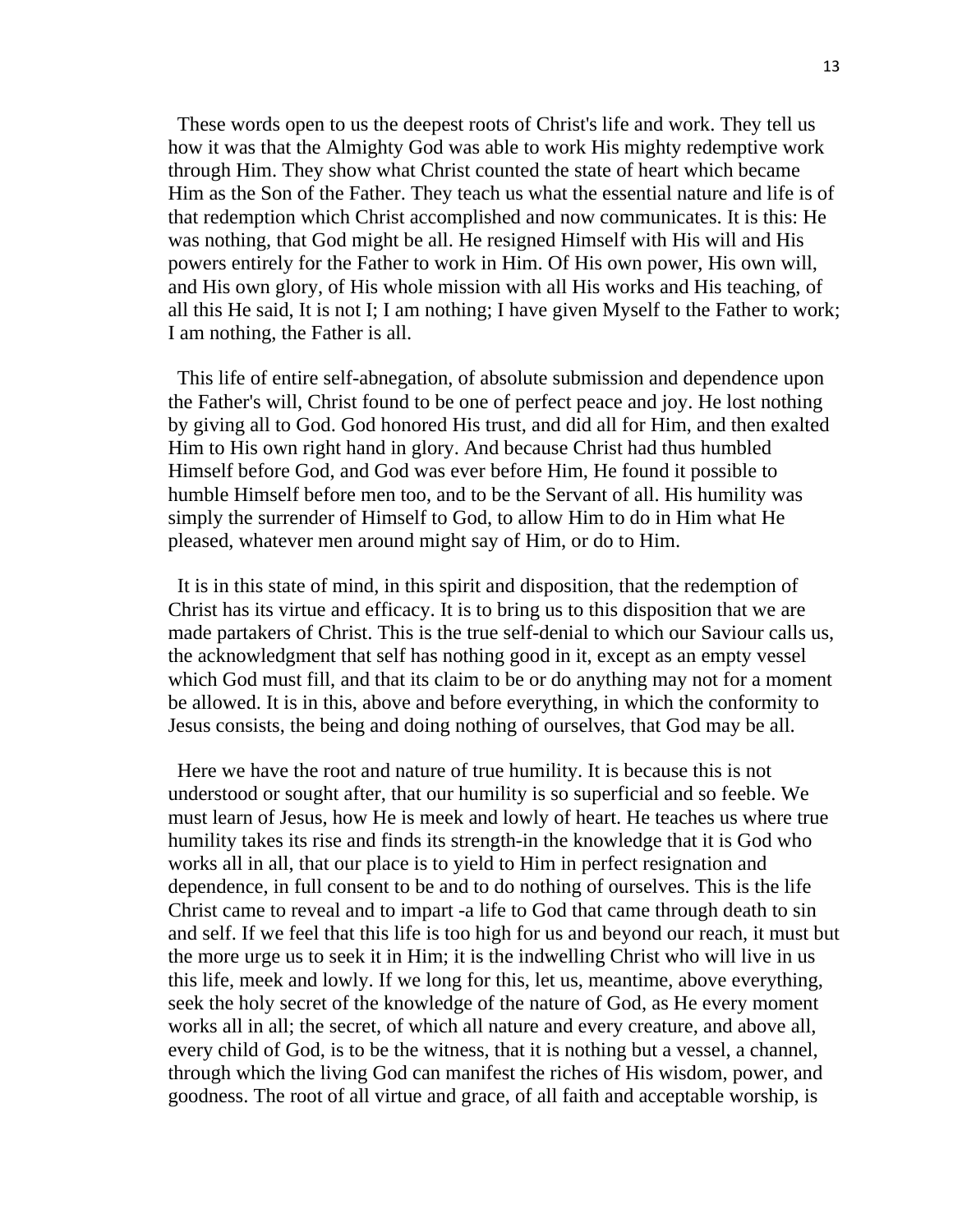These words open to us the deepest roots of Christ's life and work. They tell us how it was that the Almighty God was able to work His mighty redemptive work through Him. They show what Christ counted the state of heart which became Him as the Son of the Father. They teach us what the essential nature and life is of that redemption which Christ accomplished and now communicates. It is this: He was nothing, that God might be all. He resigned Himself with His will and His powers entirely for the Father to work in Him. Of His own power, His own will, and His own glory, of His whole mission with all His works and His teaching, of all this He said, It is not I; I am nothing; I have given Myself to the Father to work; I am nothing, the Father is all.

This life of entire self-abnegation, of absolute submission and dependence upon the Father's will, Christ found to be one of perfect peace and joy. He lost nothing by giving all to God. God honored His trust, and did all for Him, and then exalted Him to His own right hand in glory. And because Christ had thus humbled Himself before God, and God was ever before Him, He found it possible to humble Himself before men too, and to be the Servant of all. His humility was simply the surrender of Himself to God, to allow Him to do in Him what He pleased, whatever men around might say of Him, or do to Him.

It is in this state of mind, in this spirit and disposition, that the redemption of Christ has its virtue and efficacy. It is to bring us to this disposition that we are made partakers of Christ. This is the true self-denial to which our Saviour calls us, the acknowledgment that self has nothing good in it, except as an empty vessel which God must fill, and that its claim to be or do anything may not for a moment be allowed. It is in this, above and before everything, in which the conformity to Jesus consists, the being and doing nothing of ourselves, that God may be all.

Here we have the root and nature of true humility. It is because this is not understood or sought after, that our humility is so superficial and so feeble. We must learn of Jesus, how He is meek and lowly of heart. He teaches us where true humility takes its rise and finds its strength-in the knowledge that it is God who works all in all, that our place is to yield to Him in perfect resignation and dependence, in full consent to be and to do nothing of ourselves. This is the life Christ came to reveal and to impart -a life to God that came through death to sin and self. If we feel that this life is too high for us and beyond our reach, it must but the more urge us to seek it in Him; it is the indwelling Christ who will live in us this life, meek and lowly. If we long for this, let us, meantime, above everything, seek the holy secret of the knowledge of the nature of God, as He every moment works all in all; the secret, of which all nature and every creature, and above all, every child of God, is to be the witness, that it is nothing but a vessel, a channel, through which the living God can manifest the riches of His wisdom, power, and goodness. The root of all virtue and grace, of all faith and acceptable worship, is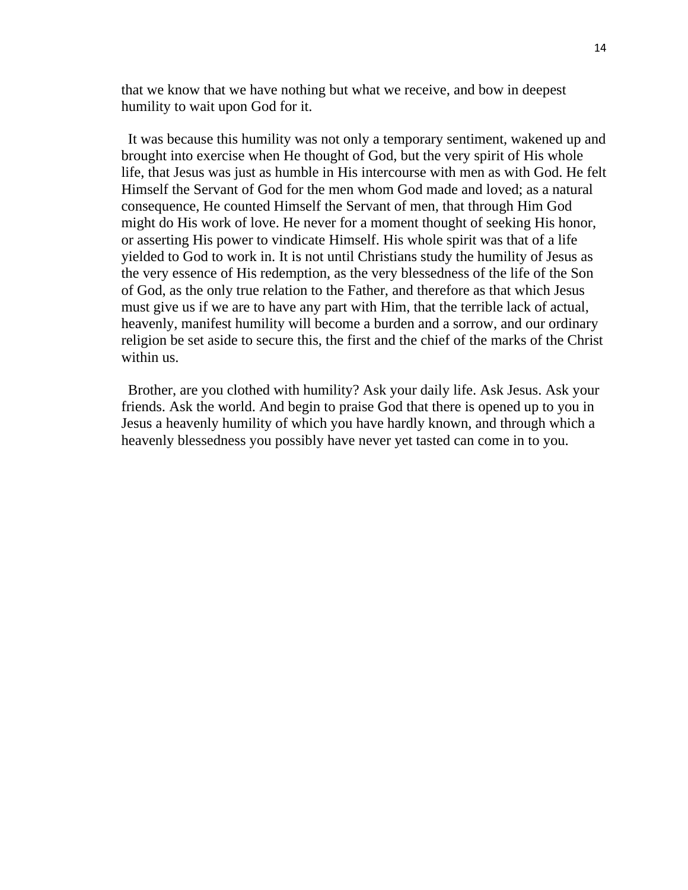that we know that we have nothing but what we receive, and bow in deepest humility to wait upon God for it.

It was because this humility was not only a temporary sentiment, wakened up and brought into exercise when He thought of God, but the very spirit of His whole life, that Jesus was just as humble in His intercourse with men as with God. He felt Himself the Servant of God for the men whom God made and loved; as a natural consequence, He counted Himself the Servant of men, that through Him God might do His work of love. He never for a moment thought of seeking His honor, or asserting His power to vindicate Himself. His whole spirit was that of a life yielded to God to work in. It is not until Christians study the humility of Jesus as the very essence of His redemption, as the very blessedness of the life of the Son of God, as the only true relation to the Father, and therefore as that which Jesus must give us if we are to have any part with Him, that the terrible lack of actual, heavenly, manifest humility will become a burden and a sorrow, and our ordinary religion be set aside to secure this, the first and the chief of the marks of the Christ within us.

Brother, are you clothed with humility? Ask your daily life. Ask Jesus. Ask your friends. Ask the world. And begin to praise God that there is opened up to you in Jesus a heavenly humility of which you have hardly known, and through which a heavenly blessedness you possibly have never yet tasted can come in to you.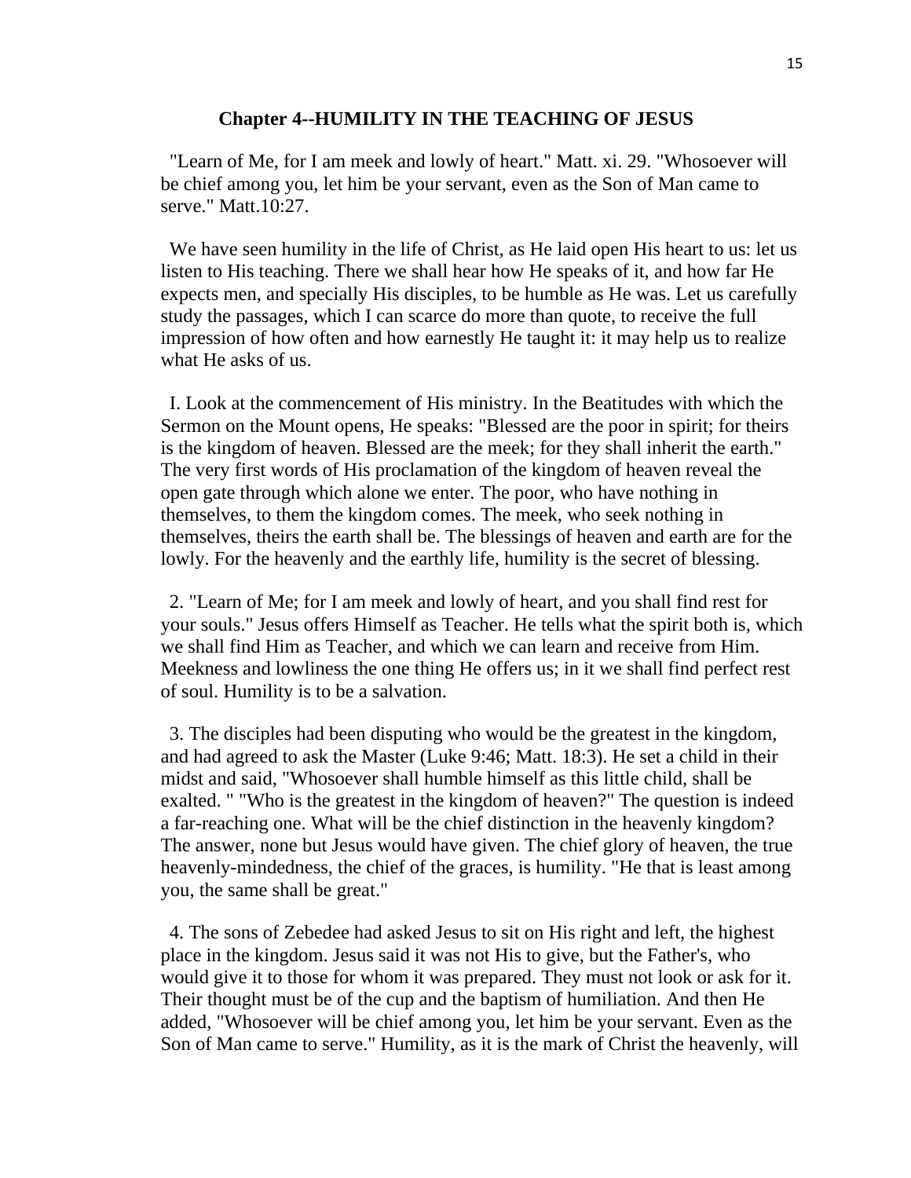## Chapter 4--HUMILITY IN THE TEACHING OF JESUS

"Learn of Me, for I am meek and lowly of heart." Matt. xi. 29. "Whosoever will be chief among you, let him be your servant, even as the Son of Man came to serve." Matt.10:27.

We have seen humility in the life of Christ, as He laid open His heart to us: let us listen to His teaching. There we shall hear how He speaks of it, and how far He expects men, and specially His disciples, to be humble as He was. Let us carefully study the passages, which I can scarce do more than quote, to receive the full impression of how often and how earnestly He taught it: it may help us to realize what He asks of us.

I. Look at the commencement of His ministry. In the Beatitudes with which the Sermon on the Mount opens, He speaks: "Blessed are the poor in spirit; for theirs is the kingdom of heaven. Blessed are the meek; for they shall inherit the earth." The very first words of His proclamation of the kingdom of heaven reveal the open gate through which alone we enter. The poor, who have nothing in themselves, to them the kingdom comes. The meek, who seek nothing in themselves, theirs the earth shall be. The blessings of heaven and earth are for the lowly. For the heavenly and the earthly life, humility is the secret of blessing.

2. "Learn of Me; for I am meek and lowly of heart, and you shall find rest for your souls." Jesus offers Himself as Teacher. He tells what the spirit both is, which we shall find Him as Teacher, and which we can learn and receive from Him. Meekness and lowliness the one thing He offers us; in it we shall find perfect rest of soul. Humility is to be a salvation.

3. The disciples had been disputing who would be the greatest in the kingdom, and had agreed to ask the Master (Luke 9:46; Matt. 18:3). He set a child in their midst and said, "Whosoever shall humble himself as this little child, shall be exalted. " "Who is the greatest in the kingdom of heaven?" The question is indeed a far-reaching one. What will be the chief distinction in the heavenly kingdom? The answer, none but Jesus would have given. The chief glory of heaven, the true heavenly-mindedness, the chief of the graces, is humility. "He that is least among you, the same shall be great."

4. The sons of Zebedee had asked Jesus to sit on His right and left, the highest place in the kingdom. Jesus said it was not His to give, but the Father's, who would give it to those for whom it was prepared. They must not look or ask for it. Their thought must be of the cup and the baptism of humiliation. And then He added, "Whosoever will be chief among you, let him be your servant. Even as the Son of Man came to serve." Humility, as it is the mark of Christ the heavenly, will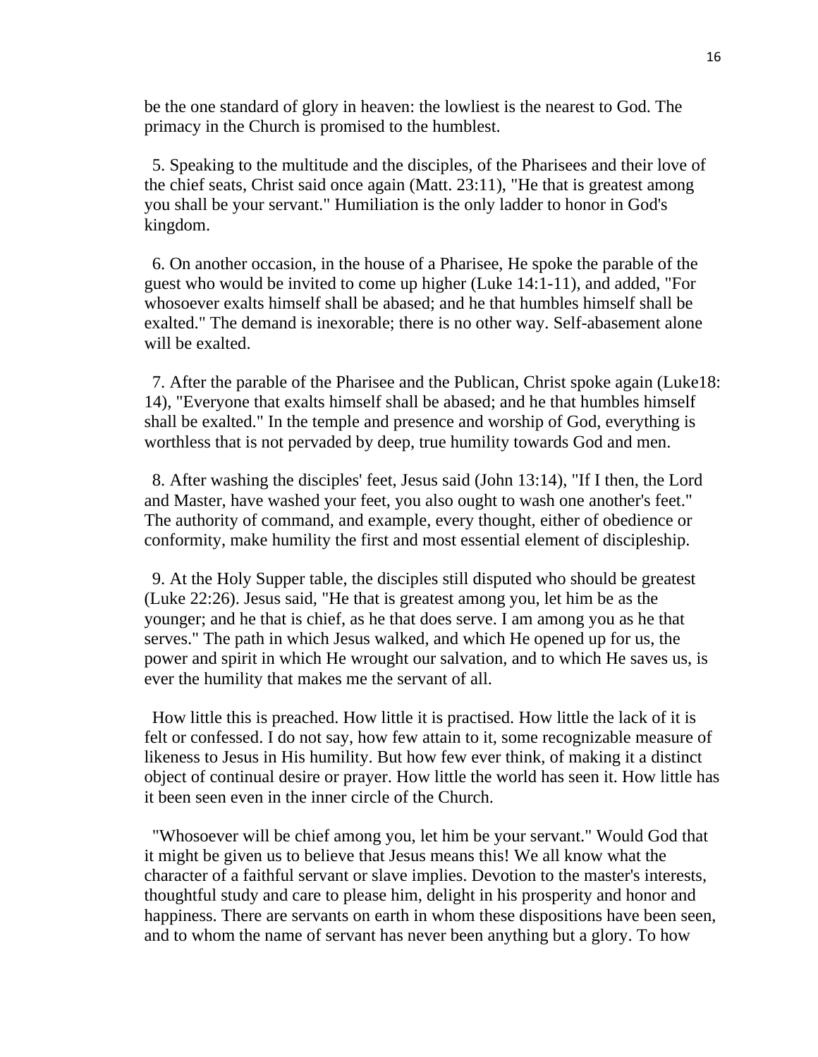be the one standard of glory in heaven: the lowliest is the nearest to God. The primacy in the Church is promised to the humblest.

5. Speaking to the multitude and the disciples, of the Pharisees and their love of the chief seats, Christ said once again (Matt. 23:11), "He that is greatest among you shall be your servant." Humiliation is the only ladder to honor in God's kingdom.

6. On another occasion, in the house of a Pharisee, He spoke the parable of the guest who would be invited to come up higher (Luke 14:1-11), and added, "For whosoever exalts himself shall be abased; and he that humbles himself shall be exalted." The demand is inexorable; there is no other way. Self-abasement alone will be exalted.

7. After the parable of the Pharisee and the Publican, Christ spoke again (Luke18: 14), "Everyone that exalts himself shall be abased; and he that humbles himself shall be exalted." In the temple and presence and worship of God, everything is worthless that is not pervaded by deep, true humility towards God and men.

8. After washing the disciples' feet, Jesus said (John 13:14), "If I then, the Lord and Master, have washed your feet, you also ought to wash one another's feet." The authority of command, and example, every thought, either of obedience or conformity, make humility the first and most essential element of discipleship.

9. At the Holy Supper table, the disciples still disputed who should be greatest (Luke 22:26). Jesus said, "He that is greatest among you, let him be as the younger; and he that is chief, as he that does serve. I am among you as he that serves." The path in which Jesus walked, and which He opened up for us, the power and spirit in which He wrought our salvation, and to which He saves us, is ever the humility that makes me the servant of all.

How little this is preached. How little it is practised. How little the lack of it is felt or confessed. I do not say, how few attain to it, some recognizable measure of likeness to Jesus in His humility. But how few ever think, of making it a distinct object of continual desire or prayer. How little the world has seen it. How little has it been seen even in the inner circle of the Church.

"Whosoever will be chief among you, let him be your servant." Would God that it might be given us to believe that Jesus means this! We all know what the character of a faithful servant or slave implies. Devotion to the master's interests, thoughtful study and care to please him, delight in his prosperity and honor and happiness. There are servants on earth in whom these dispositions have been seen, and to whom the name of servant has never been anything but a glory. To how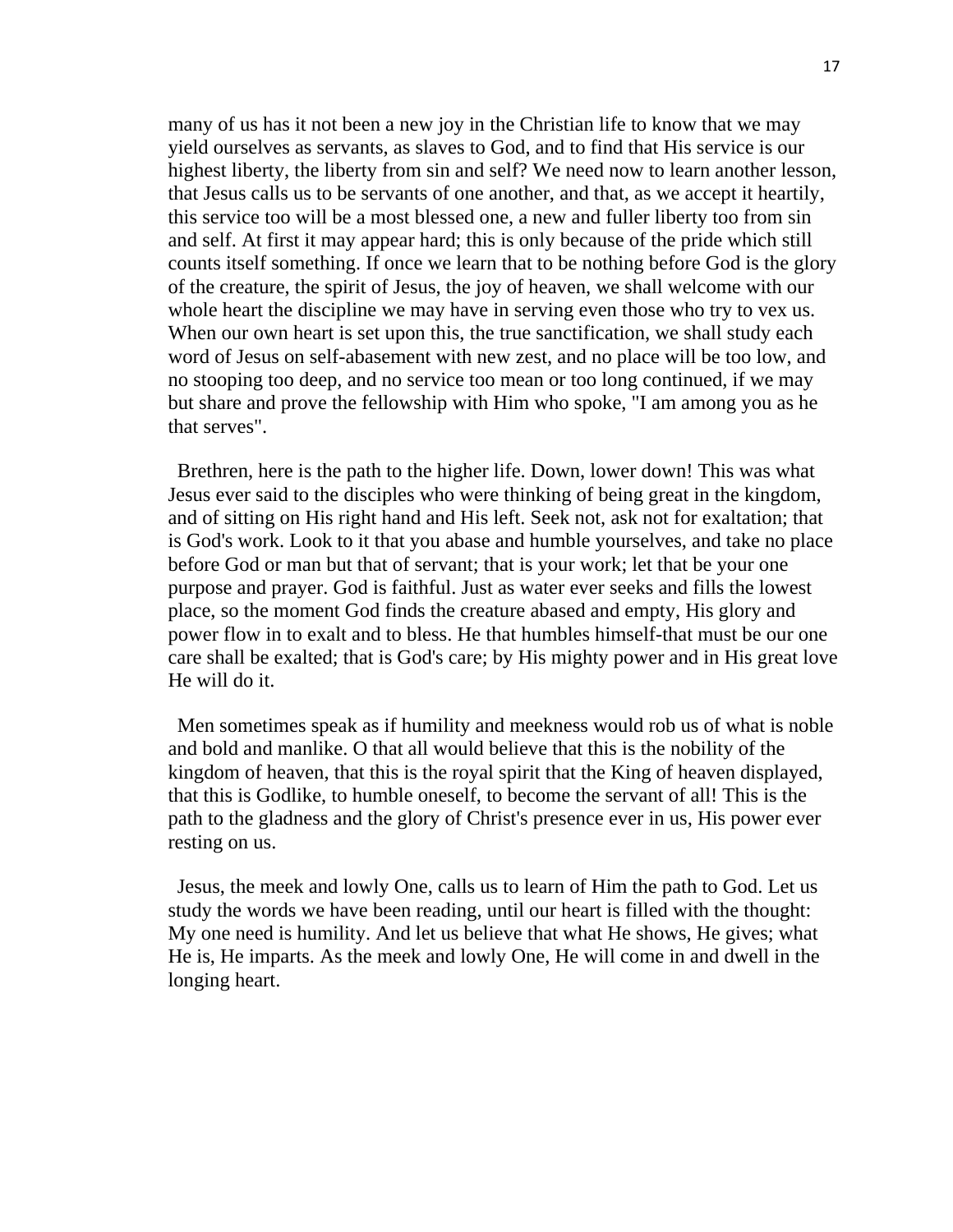many of us has it not been a new joy in the Christian life to know that we may yield ourselves as servants, as slaves to God, and to find that His service is our highest liberty, the liberty from sin and self? We need now to learn another lesson, that Jesus calls us to be servants of one another, and that, as we accept it heartily, this service too will be a most blessed one, a new and fuller liberty too from sin and self. At first it may appear hard; this is only because of the pride which still counts itself something. If once we learn that to be nothing before God is the glory of the creature, the spirit of Jesus, the joy of heaven, we shall welcome with our whole heart the discipline we may have in serving even those who try to vex us. When our own heart is set upon this, the true sanctification, we shall study each word of Jesus on self-abasement with new zest, and no place will be too low, and no stooping too deep, and no service too mean or too long continued, if we may but share and prove the fellowship with Him who spoke, "I am among you as he that serves".

Brethren, here is the path to the higher life. Down, lower down! This was what Jesus ever said to the disciples who were thinking of being great in the kingdom, and of sitting on His right hand and His left. Seek not, ask not for exaltation; that is God's work. Look to it that you abase and humble yourselves, and take no place before God or man but that of servant; that is your work; let that be your one purpose and prayer. God is faithful. Just as water ever seeks and fills the lowest place, so the moment God finds the creature abased and empty, His glory and power flow in to exalt and to bless. He that humbles himself-that must be our one care shall be exalted; that is God's care; by His mighty power and in His great love He will do it.

Men sometimes speak as if humility and meekness would rob us of what is noble and bold and manlike. O that all would believe that this is the nobility of the kingdom of heaven, that this is the royal spirit that the King of heaven displayed, that this is Godlike, to humble oneself, to become the servant of all! This is the path to the gladness and the glory of Christ's presence ever in us, His power ever resting on us.

Jesus, the meek and lowly One, calls us to learn of Him the path to God. Let us study the words we have been reading, until our heart is filled with the thought: My one need is humility. And let us believe that what He shows, He gives; what He is, He imparts. As the meek and lowly One, He will come in and dwell in the longing heart.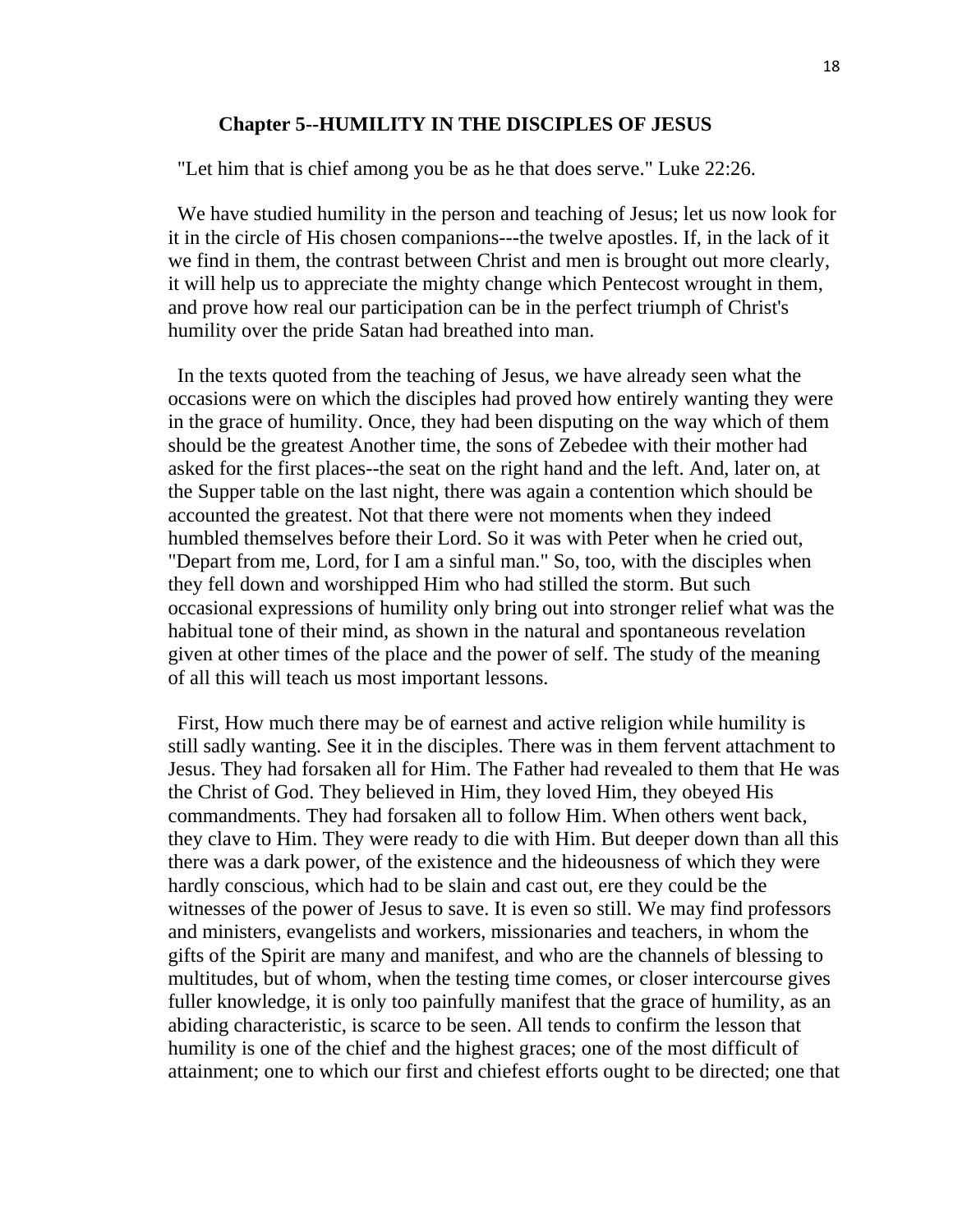## Chapter 5--HUMILITY IN THE DISCIPLES OF JESUS

"Let him that is chief among you be as he that does serve." Luke 22:26.

We have studied humility in the person and teaching of Jesus; let us now look for it in the circle of His chosen companions---the twelve apostles. If, in the lack of it we find in them, the contrast between Christ and men is brought out more clearly, it will help us to appreciate the mighty change which Pentecost wrought in them, and prove how real our participation can be in the perfect triumph of Christ's humility over the pride Satan had breathed into man.

In the texts quoted from the teaching of Jesus, we have already seen what the occasions were on which the disciples had proved how entirely wanting they were in the grace of humility. Once, they had been disputing on the way which of them should be the greatest Another time, the sons of Zebedee with their mother had asked for the first places--the seat on the right hand and the left. And, later on, at the Supper table on the last night, there was again a contention which should be accounted the greatest. Not that there were not moments when they indeed humbled themselves before their Lord. So it was with Peter when he cried out, "Depart from me, Lord, for I am a sinful man." So, too, with the disciples when they fell down and worshipped Him who had stilled the storm. But such occasional expressions of humility only bring out into stronger relief what was the habitual tone of their mind, as shown in the natural and spontaneous revelation given at other times of the place and the power of self. The study of the meaning of all this will teach us most important lessons.

First, How much there may be of earnest and active religion while humility is still sadly wanting. See it in the disciples. There was in them fervent attachment to Jesus. They had forsaken all for Him. The Father had revealed to them that He was the Christ of God. They believed in Him, they loved Him, they obeyed His commandments. They had forsaken all to follow Him. When others went back, they clave to Him. They were ready to die with Him. But deeper down than all this there was a dark power, of the existence and the hideousness of which they were hardly conscious, which had to be slain and cast out, ere they could be the witnesses of the power of Jesus to save. It is even so still. We may find professors and ministers, evangelists and workers, missionaries and teachers, in whom the gifts of the Spirit are many and manifest, and who are the channels of blessing to multitudes, but of whom, when the testing time comes, or closer intercourse gives fuller knowledge, it is only too painfully manifest that the grace of humility, as an abiding characteristic, is scarce to be seen. All tends to confirm the lesson that humility is one of the chief and the highest graces; one of the most difficult of attainment; one to which our first and chiefest efforts ought to be directed; one that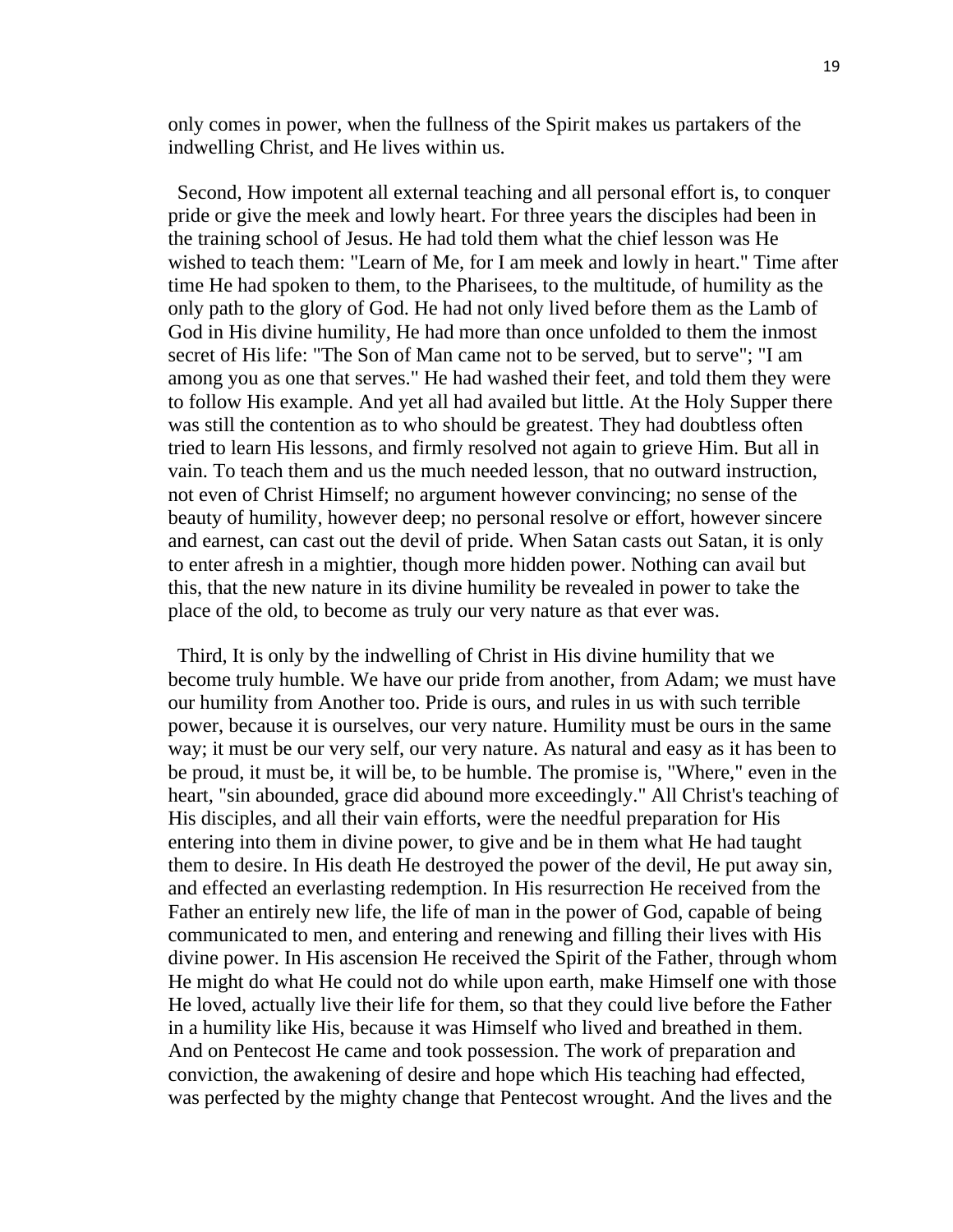only comes in power, when the fullness of the Spirit makes us partakers of the indwelling Christ, and He lives within us.

Second, How impotent all external teaching and all personal effort is, to conquer pride or give the meek and lowly heart. For three years the disciples had been in the training school of Jesus. He had told them what the chief lesson was He wished to teach them: "Learn of Me, for I am meek and lowly in heart." Time after time He had spoken to them, to the Pharisees, to the multitude, of humility as the only path to the glory of God. He had not only lived before them as the Lamb of God in His divine humility, He had more than once unfolded to them the inmost secret of His life: "The Son of Man came not to be served, but to serve"; "I am among you as one that serves." He had washed their feet, and told them they were to follow His example. And yet all had availed but little. At the Holy Supper there was still the contention as to who should be greatest. They had doubtless often tried to learn His lessons, and firmly resolved not again to grieve Him. But all in vain. To teach them and us the much needed lesson, that no outward instruction, not even of Christ Himself; no argument however convincing; no sense of the beauty of humility, however deep; no personal resolve or effort, however sincere and earnest, can cast out the devil of pride. When Satan casts out Satan, it is only to enter afresh in a mightier, though more hidden power. Nothing can avail but this, that the new nature in its divine humility be revealed in power to take the place of the old, to become as truly our very nature as that ever was.

Third, It is only by the indwelling of Christ in His divine humility that we become truly humble. We have our pride from another, from Adam; we must have our humility from Another too. Pride is ours, and rules in us with such terrible power, because it is ourselves, our very nature. Humility must be ours in the same way; it must be our very self, our very nature. As natural and easy as it has been to be proud, it must be, it will be, to be humble. The promise is, "Where," even in the heart, "sin abounded, grace did abound more exceedingly." All Christ's teaching of His disciples, and all their vain efforts, were the needful preparation for His entering into them in divine power, to give and be in them what He had taught them to desire. In His death He destroyed the power of the devil, He put away sin, and effected an everlasting redemption. In His resurrection He received from the Father an entirely new life, the life of man in the power of God, capable of being communicated to men, and entering and renewing and filling their lives with His divine power. In His ascension He received the Spirit of the Father, through whom He might do what He could not do while upon earth, make Himself one with those He loved, actually live their life for them, so that they could live before the Father in a humility like His, because it was Himself who lived and breathed in them. And on Pentecost He came and took possession. The work of preparation and conviction, the awakening of desire and hope which His teaching had effected, was perfected by the mighty change that Pentecost wrought. And the lives and the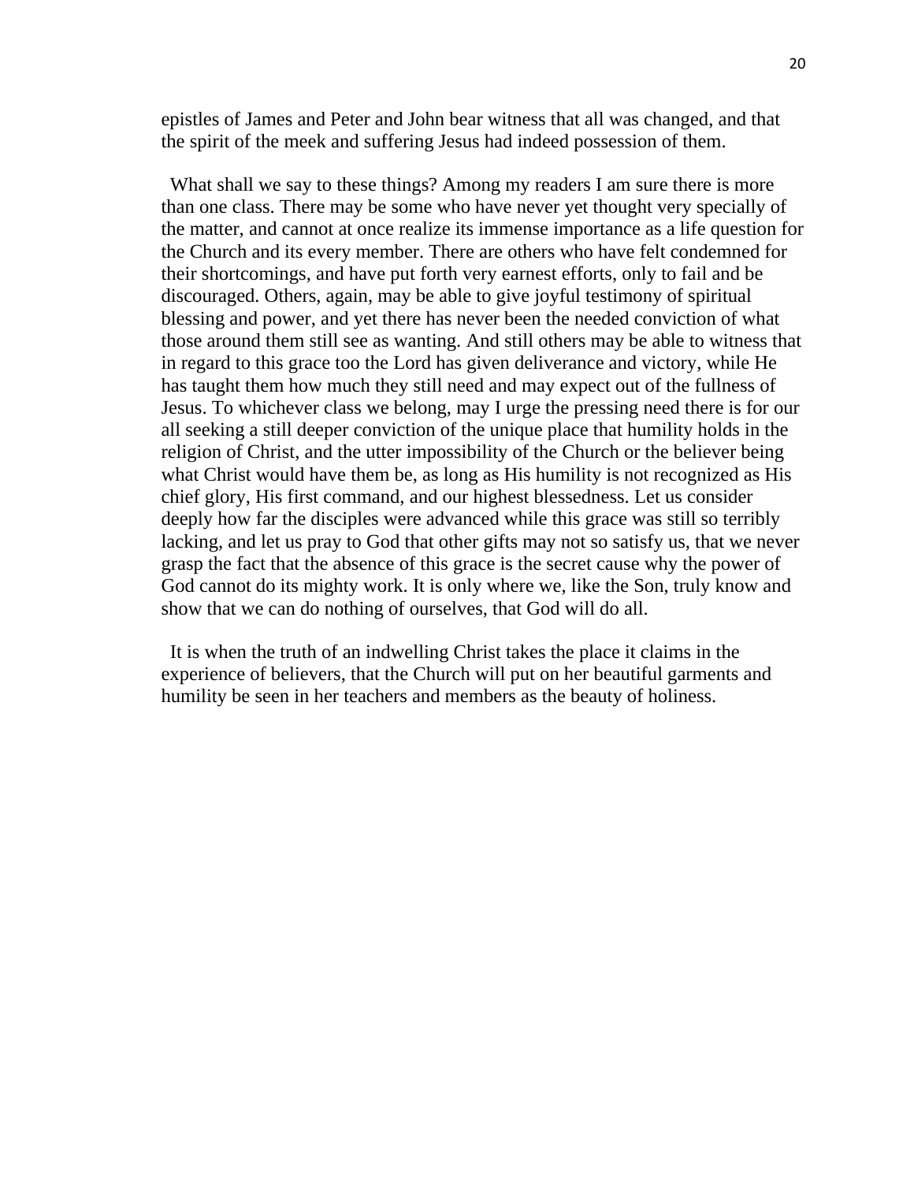epistles of James and Peter and John bear witness that all was changed, and that the spirit of the meek and suffering Jesus had indeed possession of them.

What shall we say to these things? Among my readers I am sure there is more than one class. There may be some who have never yet thought very specially of the matter, and cannot at once realize its immense importance as a life question for the Church and its every member. There are others who have felt condemned for their shortcomings, and have put forth very earnest efforts, only to fail and be discouraged. Others, again, may be able to give joyful testimony of spiritual blessing and power, and yet there has never been the needed conviction of what those around them still see as wanting. And still others may be able to witness that in regard to this grace too the Lord has given deliverance and victory, while He has taught them how much they still need and may expect out of the fullness of Jesus. To whichever class we belong, may I urge the pressing need there is for our all seeking a still deeper conviction of the unique place that humility holds in the religion of Christ, and the utter impossibility of the Church or the believer being what Christ would have them be, as long as His humility is not recognized as His chief glory, His first command, and our highest blessedness. Let us consider deeply how far the disciples were advanced while this grace was still so terribly lacking, and let us pray to God that other gifts may not so satisfy us, that we never grasp the fact that the absence of this grace is the secret cause why the power of God cannot do its mighty work. It is only where we, like the Son, truly know and show that we can do nothing of ourselves, that God will do all.

It is when the truth of an indwelling Christ takes the place it claims in the experience of believers, that the Church will put on her beautiful garments and humility be seen in her teachers and members as the beauty of holiness.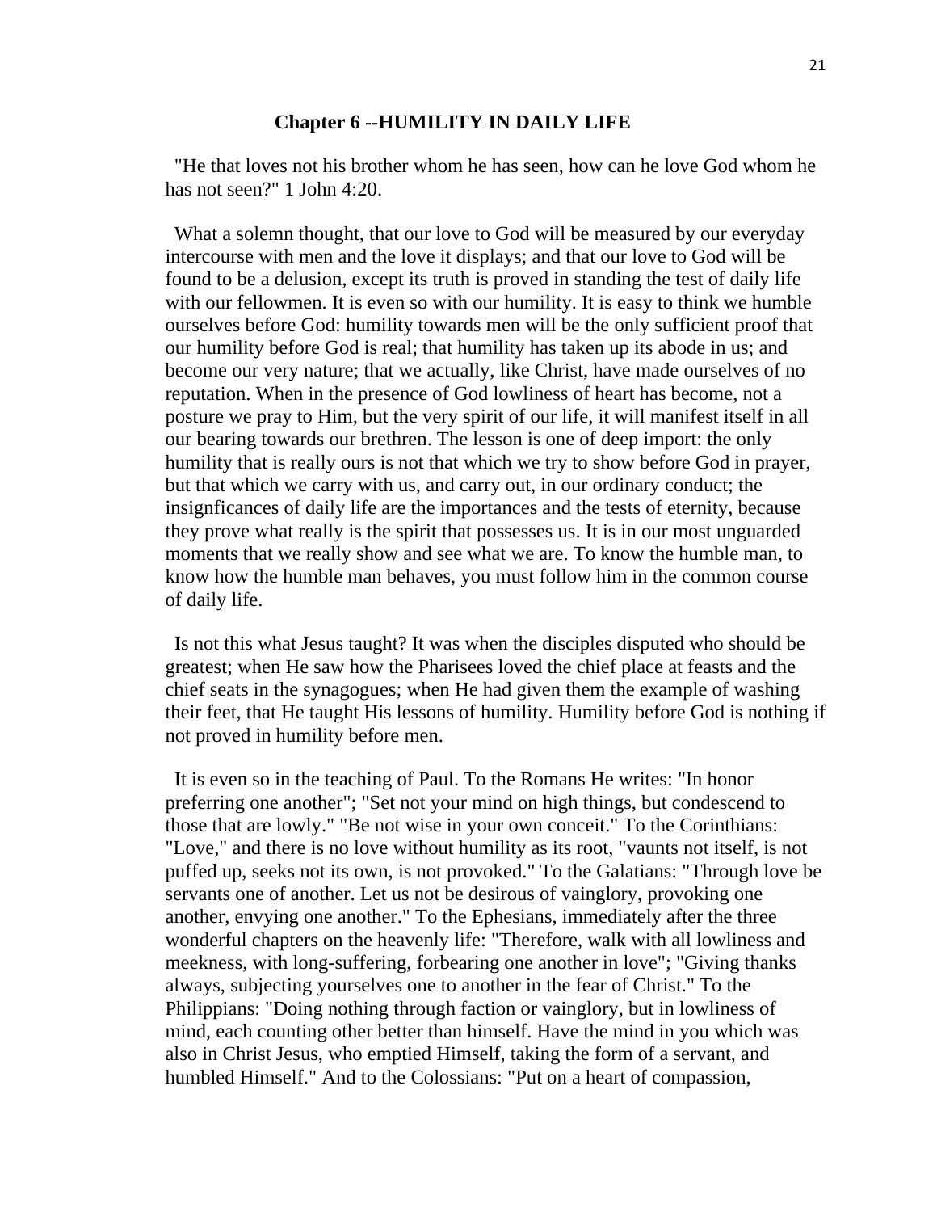## Chapter 6 --HUMILITY IN DAILY LIFE

"He that loves not his brother whom he has seen, how can he love God whom he has not seen?" 1 John 4:20.

What a solemn thought, that our love to God will be measured by our everyday intercourse with men and the love it displays; and that our love to God will be found to be a delusion, except its truth is proved in standing the test of daily life with our fellowmen. It is even so with our humility. It is easy to think we humble ourselves before God: humility towards men will be the only sufficient proof that our humility before God is real; that humility has taken up its abode in us; and become our very nature; that we actually, like Christ, have made ourselves of no reputation. When in the presence of God lowliness of heart has become, not a posture we pray to Him, but the very spirit of our life, it will manifest itself in all our bearing towards our brethren. The lesson is one of deep import: the only humility that is really ours is not that which we try to show before God in prayer, but that which we carry with us, and carry out, in our ordinary conduct; the insignficances of daily life are the importances and the tests of eternity, because they prove what really is the spirit that possesses us. It is in our most unguarded moments that we really show and see what we are. To know the humble man, to know how the humble man behaves, you must follow him in the common course of daily life.

Is not this what Jesus taught? It was when the disciples disputed who should be greatest; when He saw how the Pharisees loved the chief place at feasts and the chief seats in the synagogues; when He had given them the example of washing their feet, that He taught His lessons of humility. Humility before God is nothing if not proved in humility before men.

It is even so in the teaching of Paul. To the Romans He writes: "In honor preferring one another"; "Set not your mind on high things, but condescend to those that are lowly." "Be not wise in your own conceit." To the Corinthians: "Love," and there is no love without humility as its root, "vaunts not itself, is not puffed up, seeks not its own, is not provoked." To the Galatians: "Through love be servants one of another. Let us not be desirous of vainglory, provoking one another, envying one another." To the Ephesians, immediately after the three wonderful chapters on the heavenly life: "Therefore, walk with all lowliness and meekness, with long-suffering, forbearing one another in love"; "Giving thanks always, subjecting yourselves one to another in the fear of Christ." To the Philippians: "Doing nothing through faction or vainglory, but in lowliness of mind, each counting other better than himself. Have the mind in you which was also in Christ Jesus, who emptied Himself, taking the form of a servant, and humbled Himself." And to the Colossians: "Put on a heart of compassion,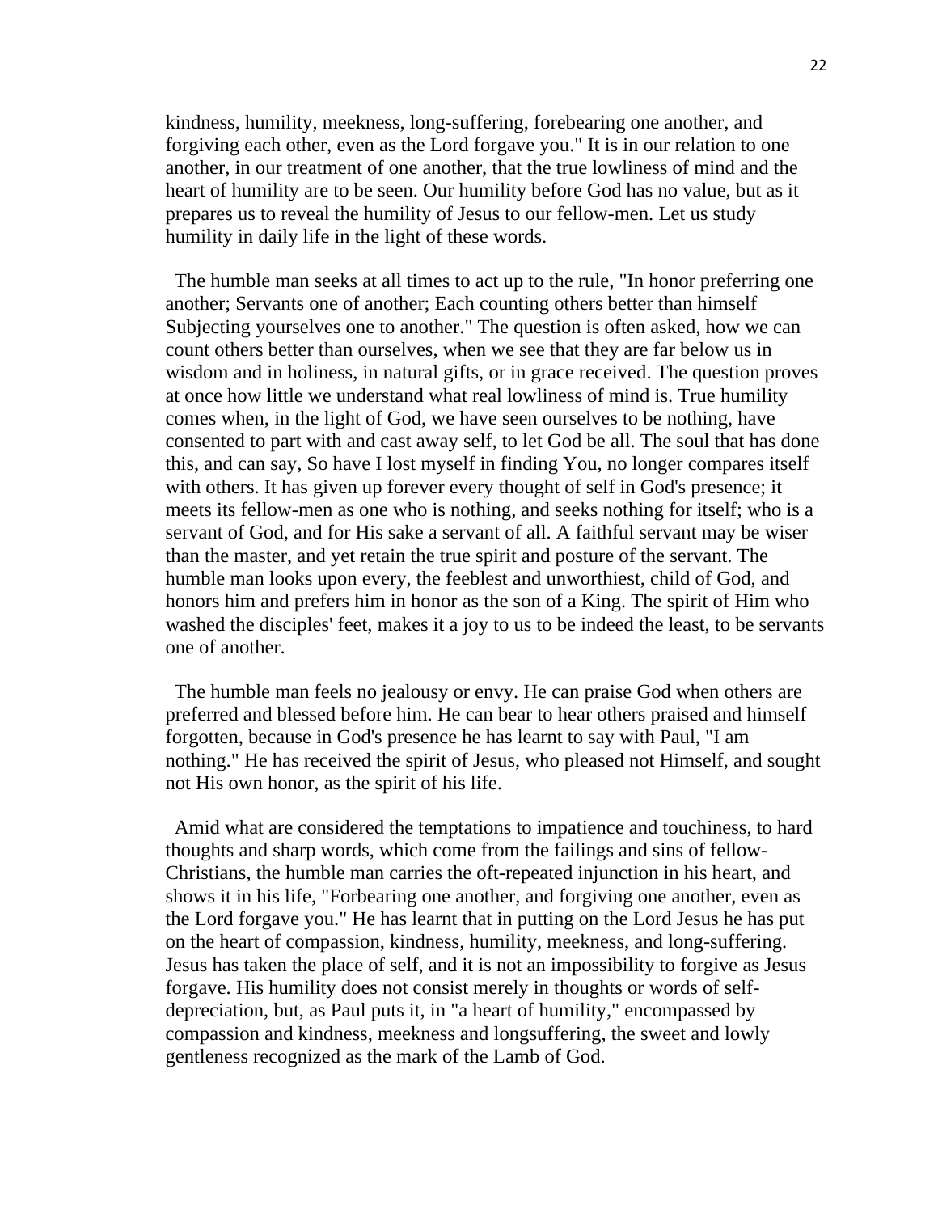kindness, humility, meekness, long-suffering, forebearing one another, and forgiving each other, even as the Lord forgave you." It is in our relation to one another, in our treatment of one another, that the true lowliness of mind and the heart of humility are to be seen. Our humility before God has no value, but as it prepares us to reveal the humility of Jesus to our fellow-men. Let us study humility in daily life in the light of these words.

The humble man seeks at all times to act up to the rule, "In honor preferring one another; Servants one of another; Each counting others better than himself Subjecting yourselves one to another." The question is often asked, how we can count others better than ourselves, when we see that they are far below us in wisdom and in holiness, in natural gifts, or in grace received. The question proves at once how little we understand what real lowliness of mind is. True humility comes when, in the light of God, we have seen ourselves to be nothing, have consented to part with and cast away self, to let God be all. The soul that has done this, and can say, So have I lost myself in finding You, no longer compares itself with others. It has given up forever every thought of self in God's presence; it meets its fellow-men as one who is nothing, and seeks nothing for itself; who is a servant of God, and for His sake a servant of all. A faithful servant may be wiser than the master, and yet retain the true spirit and posture of the servant. The humble man looks upon every, the feeblest and unworthiest, child of God, and honors him and prefers him in honor as the son of a King. The spirit of Him who washed the disciples' feet, makes it a joy to us to be indeed the least, to be servants one of another.

The humble man feels no jealousy or envy. He can praise God when others are preferred and blessed before him. He can bear to hear others praised and himself forgotten, because in God's presence he has learnt to say with Paul, "I am nothing." He has received the spirit of Jesus, who pleased not Himself, and sought not His own honor, as the spirit of his life.

Amid what are considered the temptations to impatience and touchiness, to hard thoughts and sharp words, which come from the failings and sins of fellow-Christians, the humble man carries the oft-repeated injunction in his heart, and shows it in his life, "Forbearing one another, and forgiving one another, even as the Lord forgave you." He has learnt that in putting on the Lord Jesus he has put on the heart of compassion, kindness, humility, meekness, and long-suffering. Jesus has taken the place of self, and it is not an impossibility to forgive as Jesus forgave. His humility does not consist merely in thoughts or words of self-depreciation, but, as Paul puts it, in "a heart of humility," encompassed by compassion and kindness, meekness and longsuffering, the sweet and lowly gentleness recognized as the mark of the Lamb of God.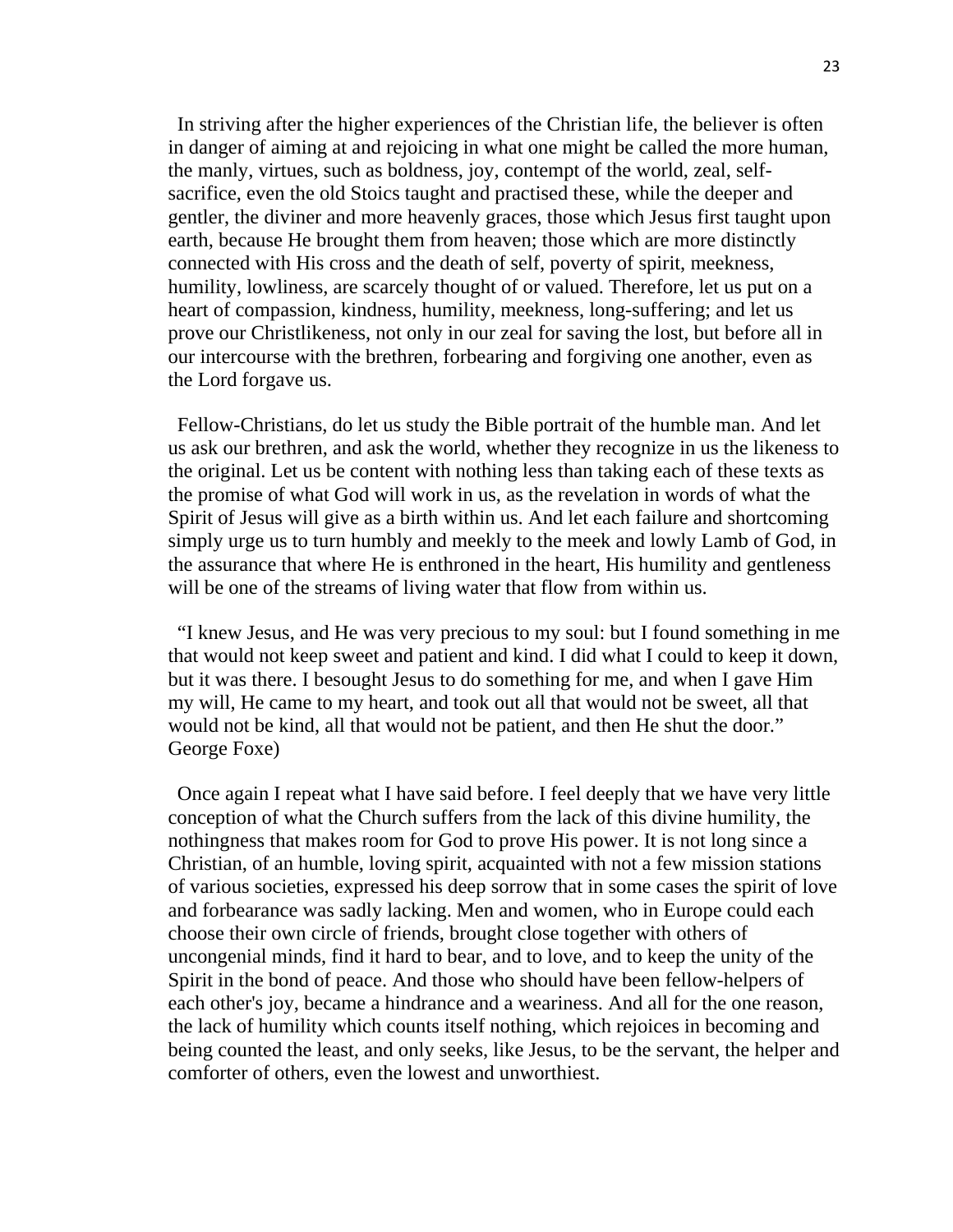In striving after the higher experiences of the Christian life, the believer is often in danger of aiming at and rejoicing in what one might be called the more human, the manly, virtues, such as boldness, joy, contempt of the world, zeal, self-sacrifice, even the old Stoics taught and practised these, while the deeper and gentler, the diviner and more heavenly graces, those which Jesus first taught upon earth, because He brought them from heaven; those which are more distinctly connected with His cross and the death of self, poverty of spirit, meekness, humility, lowliness, are scarcely thought of or valued. Therefore, let us put on a heart of compassion, kindness, humility, meekness, long-suffering; and let us prove our Christlikeness, not only in our zeal for saving the lost, but before all in our intercourse with the brethren, forbearing and forgiving one another, even as the Lord forgave us.

Fellow-Christians, do let us study the Bible portrait of the humble man. And let us ask our brethren, and ask the world, whether they recognize in us the likeness to the original. Let us be content with nothing less than taking each of these texts as the promise of what God will work in us, as the revelation in words of what the Spirit of Jesus will give as a birth within us. And let each failure and shortcoming simply urge us to turn humbly and meekly to the meek and lowly Lamb of God, in the assurance that where He is enthroned in the heart, His humility and gentleness will be one of the streams of living water that flow from within us.

"I knew Jesus, and He was very precious to my soul: but I found something in me that would not keep sweet and patient and kind. I did what I could to keep it down, but it was there. I besought Jesus to do something for me, and when I gave Him my will, He came to my heart, and took out all that would not be sweet, all that would not be kind, all that would not be patient, and then He shut the door." George Foxe)

Once again I repeat what I have said before. I feel deeply that we have very little conception of what the Church suffers from the lack of this divine humility, the nothingness that makes room for God to prove His power. It is not long since a Christian, of an humble, loving spirit, acquainted with not a few mission stations of various societies, expressed his deep sorrow that in some cases the spirit of love and forbearance was sadly lacking. Men and women, who in Europe could each choose their own circle of friends, brought close together with others of uncongenial minds, find it hard to bear, and to love, and to keep the unity of the Spirit in the bond of peace. And those who should have been fellow-helpers of each other's joy, became a hindrance and a weariness. And all for the one reason, the lack of humility which counts itself nothing, which rejoices in becoming and being counted the least, and only seeks, like Jesus, to be the servant, the helper and comforter of others, even the lowest and unworthiest.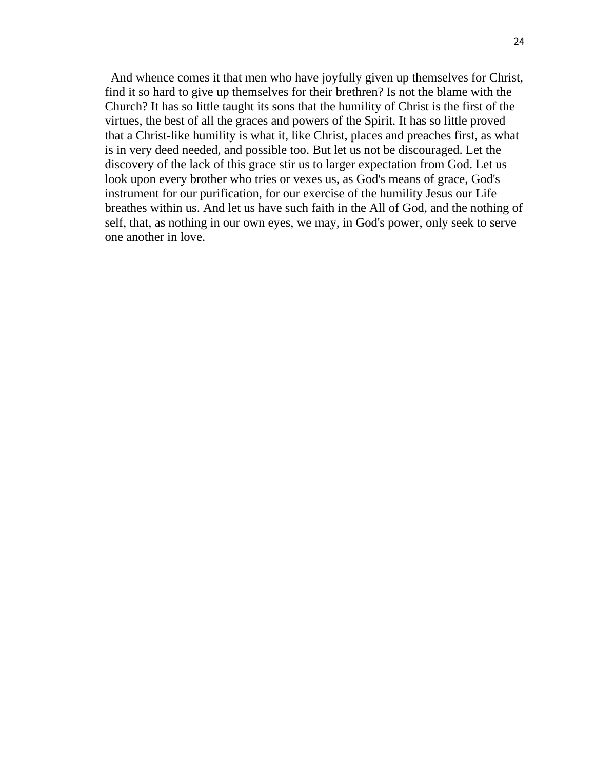And whence comes it that men who have joyfully given up themselves for Christ, find it so hard to give up themselves for their brethren? Is not the blame with the Church? It has so little taught its sons that the humility of Christ is the first of the virtues, the best of all the graces and powers of the Spirit. It has so little proved that a Christ-like humility is what it, like Christ, places and preaches first, as what is in very deed needed, and possible too. But let us not be discouraged. Let the discovery of the lack of this grace stir us to larger expectation from God. Let us look upon every brother who tries or vexes us, as God's means of grace, God's instrument for our purification, for our exercise of the humility Jesus our Life breathes within us. And let us have such faith in the All of God, and the nothing of self, that, as nothing in our own eyes, we may, in God's power, only seek to serve one another in love.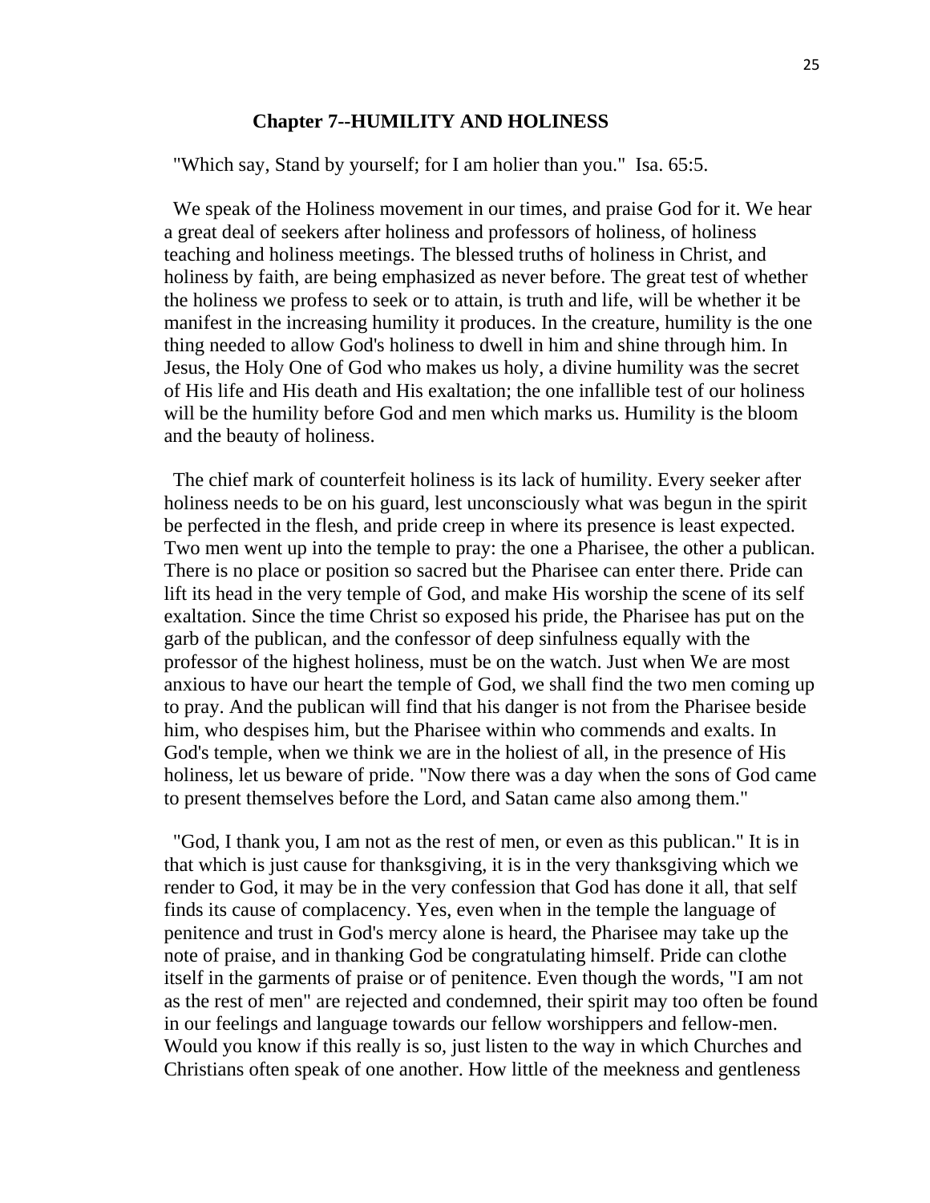## Chapter 7--HUMILITY AND HOLINESS

"Which say, Stand by yourself; for I am holier than you." Isa. 65:5.

We speak of the Holiness movement in our times, and praise God for it. We hear a great deal of seekers after holiness and professors of holiness, of holiness teaching and holiness meetings. The blessed truths of holiness in Christ, and holiness by faith, are being emphasized as never before. The great test of whether the holiness we profess to seek or to attain, is truth and life, will be whether it be manifest in the increasing humility it produces. In the creature, humility is the one thing needed to allow God's holiness to dwell in him and shine through him. In Jesus, the Holy One of God who makes us holy, a divine humility was the secret of His life and His death and His exaltation; the one infallible test of our holiness will be the humility before God and men which marks us. Humility is the bloom and the beauty of holiness.

The chief mark of counterfeit holiness is its lack of humility. Every seeker after holiness needs to be on his guard, lest unconsciously what was begun in the spirit be perfected in the flesh, and pride creep in where its presence is least expected. Two men went up into the temple to pray: the one a Pharisee, the other a publican. There is no place or position so sacred but the Pharisee can enter there. Pride can lift its head in the very temple of God, and make His worship the scene of its self exaltation. Since the time Christ so exposed his pride, the Pharisee has put on the garb of the publican, and the confessor of deep sinfulness equally with the professor of the highest holiness, must be on the watch. Just when We are most anxious to have our heart the temple of God, we shall find the two men coming up to pray. And the publican will find that his danger is not from the Pharisee beside him, who despises him, but the Pharisee within who commends and exalts. In God's temple, when we think we are in the holiest of all, in the presence of His holiness, let us beware of pride. "Now there was a day when the sons of God came to present themselves before the Lord, and Satan came also among them."

"God, I thank you, I am not as the rest of men, or even as this publican." It is in that which is just cause for thanksgiving, it is in the very thanksgiving which we render to God, it may be in the very confession that God has done it all, that self finds its cause of complacency. Yes, even when in the temple the language of penitence and trust in God's mercy alone is heard, the Pharisee may take up the note of praise, and in thanking God be congratulating himself. Pride can clothe itself in the garments of praise or of penitence. Even though the words, "I am not as the rest of men" are rejected and condemned, their spirit may too often be found in our feelings and language towards our fellow worshippers and fellow-men. Would you know if this really is so, just listen to the way in which Churches and Christians often speak of one another. How little of the meekness and gentleness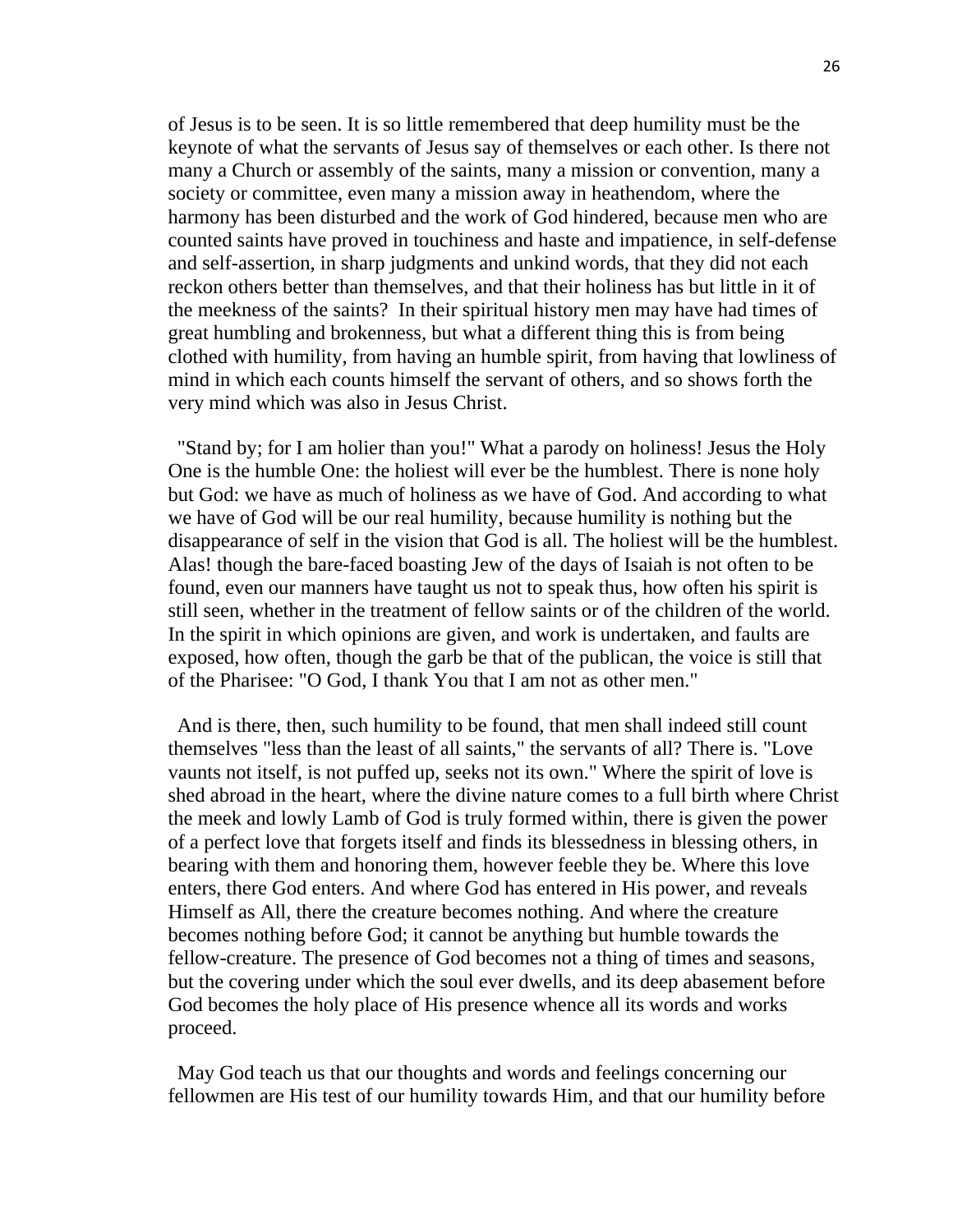of Jesus is to be seen. It is so little remembered that deep humility must be the keynote of what the servants of Jesus say of themselves or each other. Is there not many a Church or assembly of the saints, many a mission or convention, many a society or committee, even many a mission away in heathendom, where the harmony has been disturbed and the work of God hindered, because men who are counted saints have proved in touchiness and haste and impatience, in self-defense and self-assertion, in sharp judgments and unkind words, that they did not each reckon others better than themselves, and that their holiness has but little in it of the meekness of the saints? In their spiritual history men may have had times of great humbling and brokenness, but what a different thing this is from being clothed with humility, from having an humble spirit, from having that lowliness of mind in which each counts himself the servant of others, and so shows forth the very mind which was also in Jesus Christ.

"Stand by; for I am holier than you!" What a parody on holiness! Jesus the Holy One is the humble One: the holiest will ever be the humblest. There is none holy but God: we have as much of holiness as we have of God. And according to what we have of God will be our real humility, because humility is nothing but the disappearance of self in the vision that God is all. The holiest will be the humblest. Alas! though the bare-faced boasting Jew of the days of Isaiah is not often to be found, even our manners have taught us not to speak thus, how often his spirit is still seen, whether in the treatment of fellow saints or of the children of the world. In the spirit in which opinions are given, and work is undertaken, and faults are exposed, how often, though the garb be that of the publican, the voice is still that of the Pharisee: "O God, I thank You that I am not as other men."

And is there, then, such humility to be found, that men shall indeed still count themselves "less than the least of all saints," the servants of all? There is. "Love vaunts not itself, is not puffed up, seeks not its own." Where the spirit of love is shed abroad in the heart, where the divine nature comes to a full birth where Christ the meek and lowly Lamb of God is truly formed within, there is given the power of a perfect love that forgets itself and finds its blessedness in blessing others, in bearing with them and honoring them, however feeble they be. Where this love enters, there God enters. And where God has entered in His power, and reveals Himself as All, there the creature becomes nothing. And where the creature becomes nothing before God; it cannot be anything but humble towards the fellow-creature. The presence of God becomes not a thing of times and seasons, but the covering under which the soul ever dwells, and its deep abasement before God becomes the holy place of His presence whence all its words and works proceed.

May God teach us that our thoughts and words and feelings concerning our fellowmen are His test of our humility towards Him, and that our humility before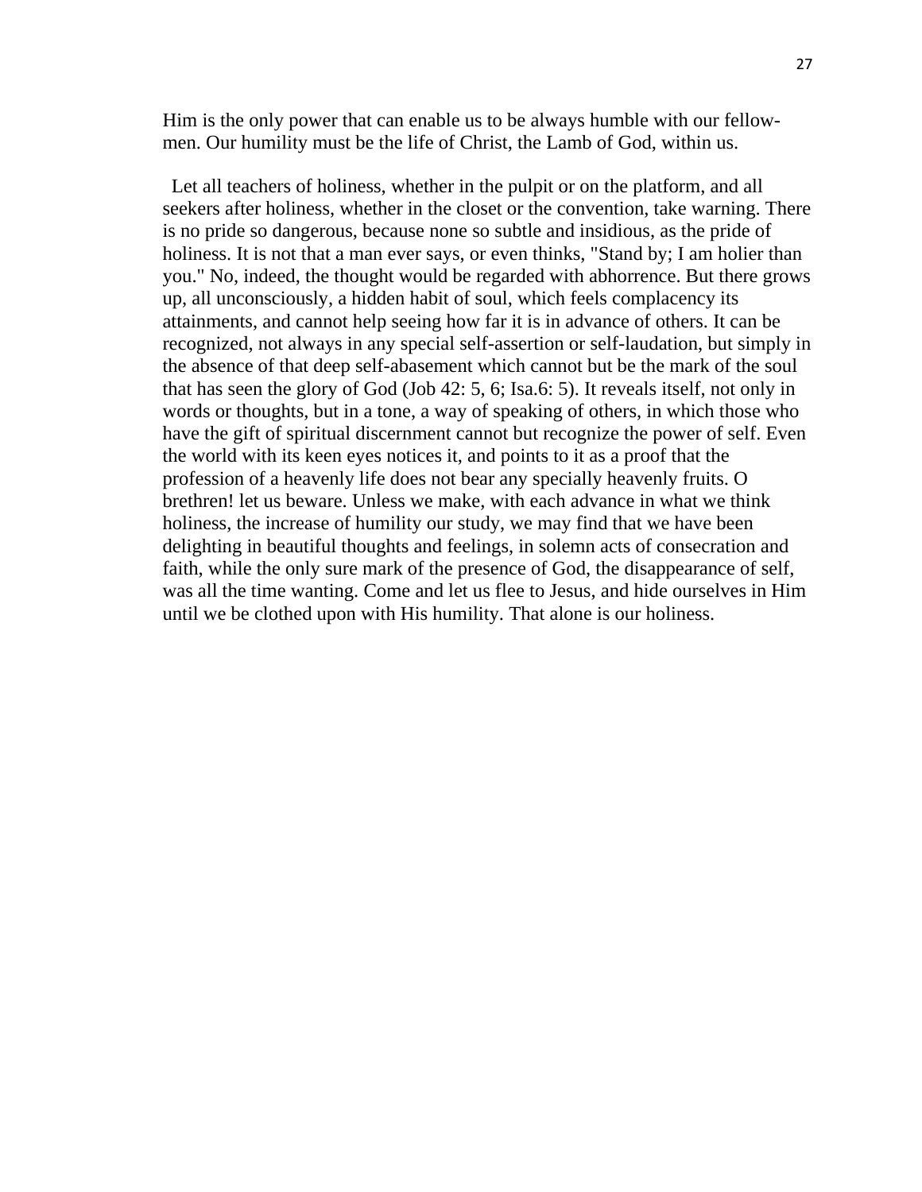Him is the only power that can enable us to be always humble with our fellow-men. Our humility must be the life of Christ, the Lamb of God, within us.

Let all teachers of holiness, whether in the pulpit or on the platform, and all seekers after holiness, whether in the closet or the convention, take warning. There is no pride so dangerous, because none so subtle and insidious, as the pride of holiness. It is not that a man ever says, or even thinks, "Stand by; I am holier than you." No, indeed, the thought would be regarded with abhorrence. But there grows up, all unconsciously, a hidden habit of soul, which feels complacency its attainments, and cannot help seeing how far it is in advance of others. It can be recognized, not always in any special self-assertion or self-laudation, but simply in the absence of that deep self-abasement which cannot but be the mark of the soul that has seen the glory of God (Job 42: 5, 6; Isa.6: 5). It reveals itself, not only in words or thoughts, but in a tone, a way of speaking of others, in which those who have the gift of spiritual discernment cannot but recognize the power of self. Even the world with its keen eyes notices it, and points to it as a proof that the profession of a heavenly life does not bear any specially heavenly fruits. O brethren! let us beware. Unless we make, with each advance in what we think holiness, the increase of humility our study, we may find that we have been delighting in beautiful thoughts and feelings, in solemn acts of consecration and faith, while the only sure mark of the presence of God, the disappearance of self, was all the time wanting. Come and let us flee to Jesus, and hide ourselves in Him until we be clothed upon with His humility. That alone is our holiness.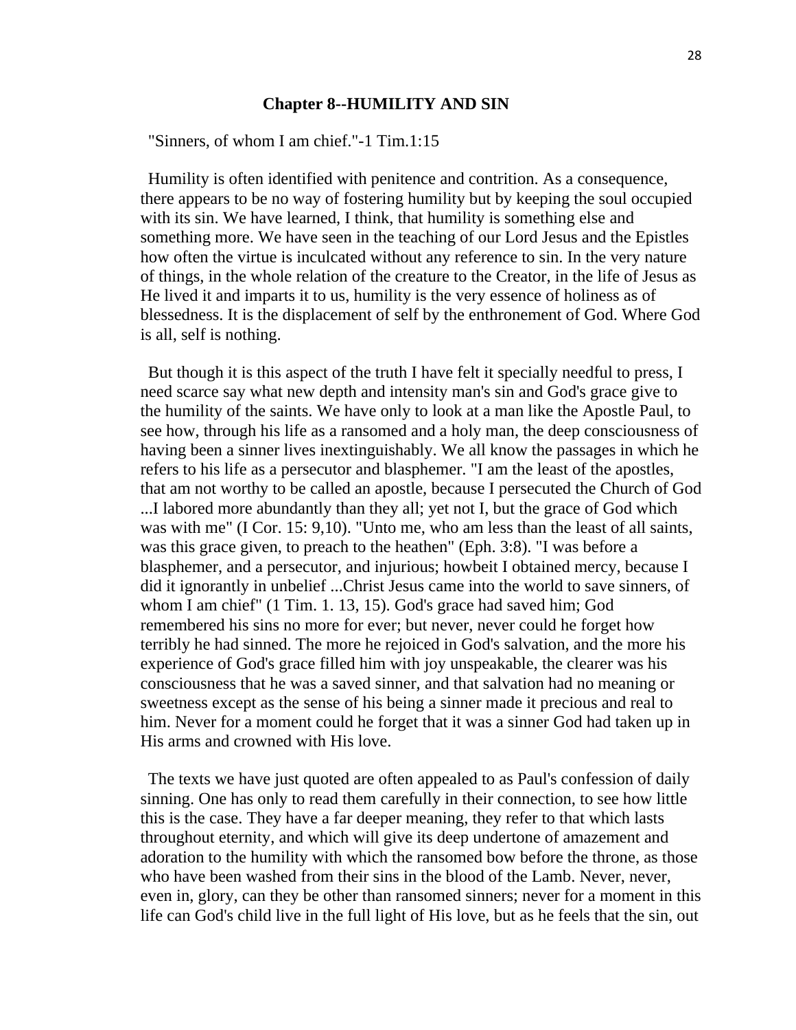## Chapter 8--HUMILITY AND SIN

"Sinners, of whom I am chief."-1 Tim.1:15

Humility is often identified with penitence and contrition. As a consequence, there appears to be no way of fostering humility but by keeping the soul occupied with its sin. We have learned, I think, that humility is something else and something more. We have seen in the teaching of our Lord Jesus and the Epistles how often the virtue is inculcated without any reference to sin. In the very nature of things, in the whole relation of the creature to the Creator, in the life of Jesus as He lived it and imparts it to us, humility is the very essence of holiness as of blessedness. It is the displacement of self by the enthronement of God. Where God is all, self is nothing.

But though it is this aspect of the truth I have felt it specially needful to press, I need scarce say what new depth and intensity man's sin and God's grace give to the humility of the saints. We have only to look at a man like the Apostle Paul, to see how, through his life as a ransomed and a holy man, the deep consciousness of having been a sinner lives inextinguishably. We all know the passages in which he refers to his life as a persecutor and blasphemer. "I am the least of the apostles, that am not worthy to be called an apostle, because I persecuted the Church of God ...I labored more abundantly than they all; yet not I, but the grace of God which was with me" (I Cor. 15: 9,10). "Unto me, who am less than the least of all saints, was this grace given, to preach to the heathen" (Eph. 3:8). "I was before a blasphemer, and a persecutor, and injurious; howbeit I obtained mercy, because I did it ignorantly in unbelief ...Christ Jesus came into the world to save sinners, of whom I am chief" (1 Tim. 1. 13, 15). God's grace had saved him; God remembered his sins no more for ever; but never, never could he forget how terribly he had sinned. The more he rejoiced in God's salvation, and the more his experience of God's grace filled him with joy unspeakable, the clearer was his consciousness that he was a saved sinner, and that salvation had no meaning or sweetness except as the sense of his being a sinner made it precious and real to him. Never for a moment could he forget that it was a sinner God had taken up in His arms and crowned with His love.

The texts we have just quoted are often appealed to as Paul's confession of daily sinning. One has only to read them carefully in their connection, to see how little this is the case. They have a far deeper meaning, they refer to that which lasts throughout eternity, and which will give its deep undertone of amazement and adoration to the humility with which the ransomed bow before the throne, as those who have been washed from their sins in the blood of the Lamb. Never, never, even in, glory, can they be other than ransomed sinners; never for a moment in this life can God's child live in the full light of His love, but as he feels that the sin, out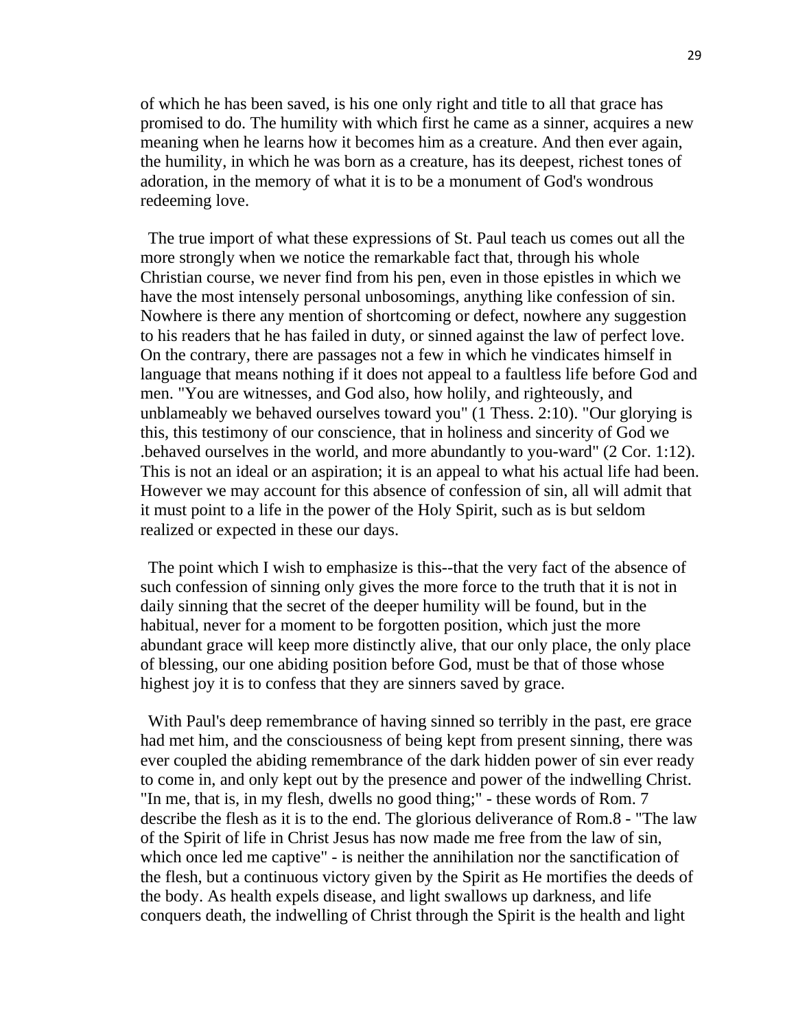of which he has been saved, is his one only right and title to all that grace has promised to do. The humility with which first he came as a sinner, acquires a new meaning when he learns how it becomes him as a creature. And then ever again, the humility, in which he was born as a creature, has its deepest, richest tones of adoration, in the memory of what it is to be a monument of God's wondrous redeeming love.

The true import of what these expressions of St. Paul teach us comes out all the more strongly when we notice the remarkable fact that, through his whole Christian course, we never find from his pen, even in those epistles in which we have the most intensely personal unbosomings, anything like confession of sin. Nowhere is there any mention of shortcoming or defect, nowhere any suggestion to his readers that he has failed in duty, or sinned against the law of perfect love. On the contrary, there are passages not a few in which he vindicates himself in language that means nothing if it does not appeal to a faultless life before God and men. "You are witnesses, and God also, how holily, and righteously, and unblameably we behaved ourselves toward you" (1 Thess. 2:10). "Our glorying is this, this testimony of our conscience, that in holiness and sincerity of God we .behaved ourselves in the world, and more abundantly to you-ward" (2 Cor. 1:12). This is not an ideal or an aspiration; it is an appeal to what his actual life had been. However we may account for this absence of confession of sin, all will admit that it must point to a life in the power of the Holy Spirit, such as is but seldom realized or expected in these our days.

The point which I wish to emphasize is this--that the very fact of the absence of such confession of sinning only gives the more force to the truth that it is not in daily sinning that the secret of the deeper humility will be found, but in the habitual, never for a moment to be forgotten position, which just the more abundant grace will keep more distinctly alive, that our only place, the only place of blessing, our one abiding position before God, must be that of those whose highest joy it is to confess that they are sinners saved by grace.

With Paul's deep remembrance of having sinned so terribly in the past, ere grace had met him, and the consciousness of being kept from present sinning, there was ever coupled the abiding remembrance of the dark hidden power of sin ever ready to come in, and only kept out by the presence and power of the indwelling Christ. "In me, that is, in my flesh, dwells no good thing;" - these words of Rom. 7 describe the flesh as it is to the end. The glorious deliverance of Rom.8 - "The law of the Spirit of life in Christ Jesus has now made me free from the law of sin, which once led me captive" - is neither the annihilation nor the sanctification of the flesh, but a continuous victory given by the Spirit as He mortifies the deeds of the body. As health expels disease, and light swallows up darkness, and life conquers death, the indwelling of Christ through the Spirit is the health and light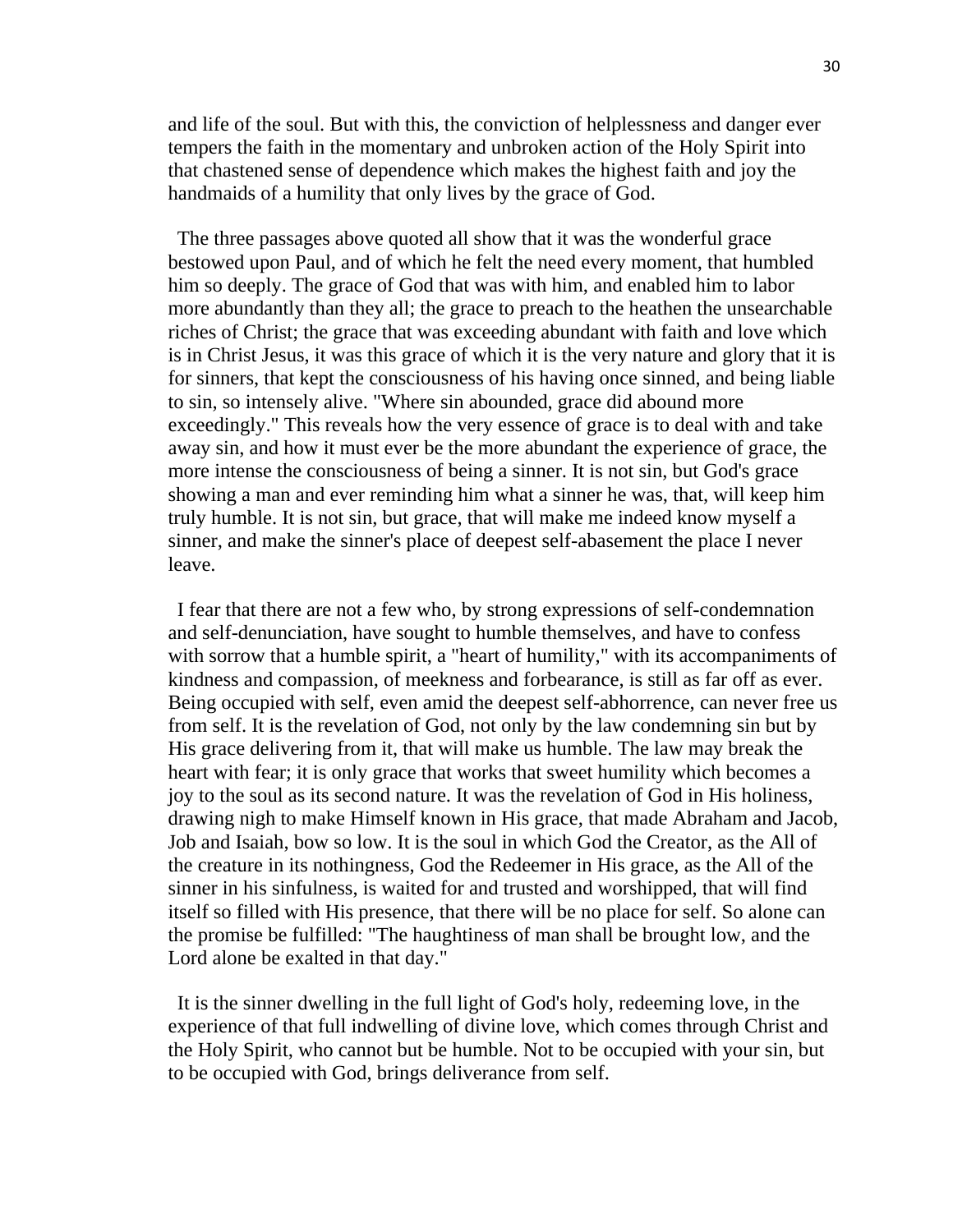and life of the soul. But with this, the conviction of helplessness and danger ever tempers the faith in the momentary and unbroken action of the Holy Spirit into that chastened sense of dependence which makes the highest faith and joy the handmaids of a humility that only lives by the grace of God.

The three passages above quoted all show that it was the wonderful grace bestowed upon Paul, and of which he felt the need every moment, that humbled him so deeply. The grace of God that was with him, and enabled him to labor more abundantly than they all; the grace to preach to the heathen the unsearchable riches of Christ; the grace that was exceeding abundant with faith and love which is in Christ Jesus, it was this grace of which it is the very nature and glory that it is for sinners, that kept the consciousness of his having once sinned, and being liable to sin, so intensely alive. "Where sin abounded, grace did abound more exceedingly." This reveals how the very essence of grace is to deal with and take away sin, and how it must ever be the more abundant the experience of grace, the more intense the consciousness of being a sinner. It is not sin, but God's grace showing a man and ever reminding him what a sinner he was, that, will keep him truly humble. It is not sin, but grace, that will make me indeed know myself a sinner, and make the sinner's place of deepest self-abasement the place I never leave.

I fear that there are not a few who, by strong expressions of self-condemnation and self-denunciation, have sought to humble themselves, and have to confess with sorrow that a humble spirit, a "heart of humility," with its accompaniments of kindness and compassion, of meekness and forbearance, is still as far off as ever. Being occupied with self, even amid the deepest self-abhorrence, can never free us from self. It is the revelation of God, not only by the law condemning sin but by His grace delivering from it, that will make us humble. The law may break the heart with fear; it is only grace that works that sweet humility which becomes a joy to the soul as its second nature. It was the revelation of God in His holiness, drawing nigh to make Himself known in His grace, that made Abraham and Jacob, Job and Isaiah, bow so low. It is the soul in which God the Creator, as the All of the creature in its nothingness, God the Redeemer in His grace, as the All of the sinner in his sinfulness, is waited for and trusted and worshipped, that will find itself so filled with His presence, that there will be no place for self. So alone can the promise be fulfilled: "The haughtiness of man shall be brought low, and the Lord alone be exalted in that day."

It is the sinner dwelling in the full light of God's holy, redeeming love, in the experience of that full indwelling of divine love, which comes through Christ and the Holy Spirit, who cannot but be humble. Not to be occupied with your sin, but to be occupied with God, brings deliverance from self.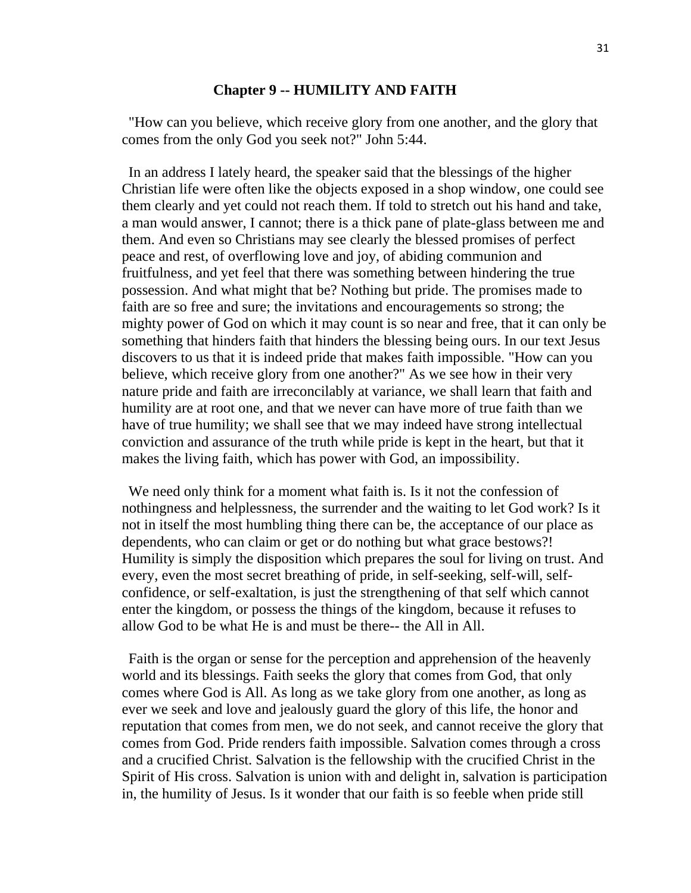## Chapter 9 -- HUMILITY AND FAITH

"How can you believe, which receive glory from one another, and the glory that comes from the only God you seek not?" John 5:44.

In an address I lately heard, the speaker said that the blessings of the higher Christian life were often like the objects exposed in a shop window, one could see them clearly and yet could not reach them. If told to stretch out his hand and take, a man would answer, I cannot; there is a thick pane of plate-glass between me and them. And even so Christians may see clearly the blessed promises of perfect peace and rest, of overflowing love and joy, of abiding communion and fruitfulness, and yet feel that there was something between hindering the true possession. And what might that be? Nothing but pride. The promises made to faith are so free and sure; the invitations and encouragements so strong; the mighty power of God on which it may count is so near and free, that it can only be something that hinders faith that hinders the blessing being ours. In our text Jesus discovers to us that it is indeed pride that makes faith impossible. "How can you believe, which receive glory from one another?" As we see how in their very nature pride and faith are irreconcilably at variance, we shall learn that faith and humility are at root one, and that we never can have more of true faith than we have of true humility; we shall see that we may indeed have strong intellectual conviction and assurance of the truth while pride is kept in the heart, but that it makes the living faith, which has power with God, an impossibility.

We need only think for a moment what faith is. Is it not the confession of nothingness and helplessness, the surrender and the waiting to let God work? Is it not in itself the most humbling thing there can be, the acceptance of our place as dependents, who can claim or get or do nothing but what grace bestows?! Humility is simply the disposition which prepares the soul for living on trust. And every, even the most secret breathing of pride, in self-seeking, self-will, self-confidence, or self-exaltation, is just the strengthening of that self which cannot enter the kingdom, or possess the things of the kingdom, because it refuses to allow God to be what He is and must be there-- the All in All.

Faith is the organ or sense for the perception and apprehension of the heavenly world and its blessings. Faith seeks the glory that comes from God, that only comes where God is All. As long as we take glory from one another, as long as ever we seek and love and jealously guard the glory of this life, the honor and reputation that comes from men, we do not seek, and cannot receive the glory that comes from God. Pride renders faith impossible. Salvation comes through a cross and a crucified Christ. Salvation is the fellowship with the crucified Christ in the Spirit of His cross. Salvation is union with and delight in, salvation is participation in, the humility of Jesus. Is it wonder that our faith is so feeble when pride still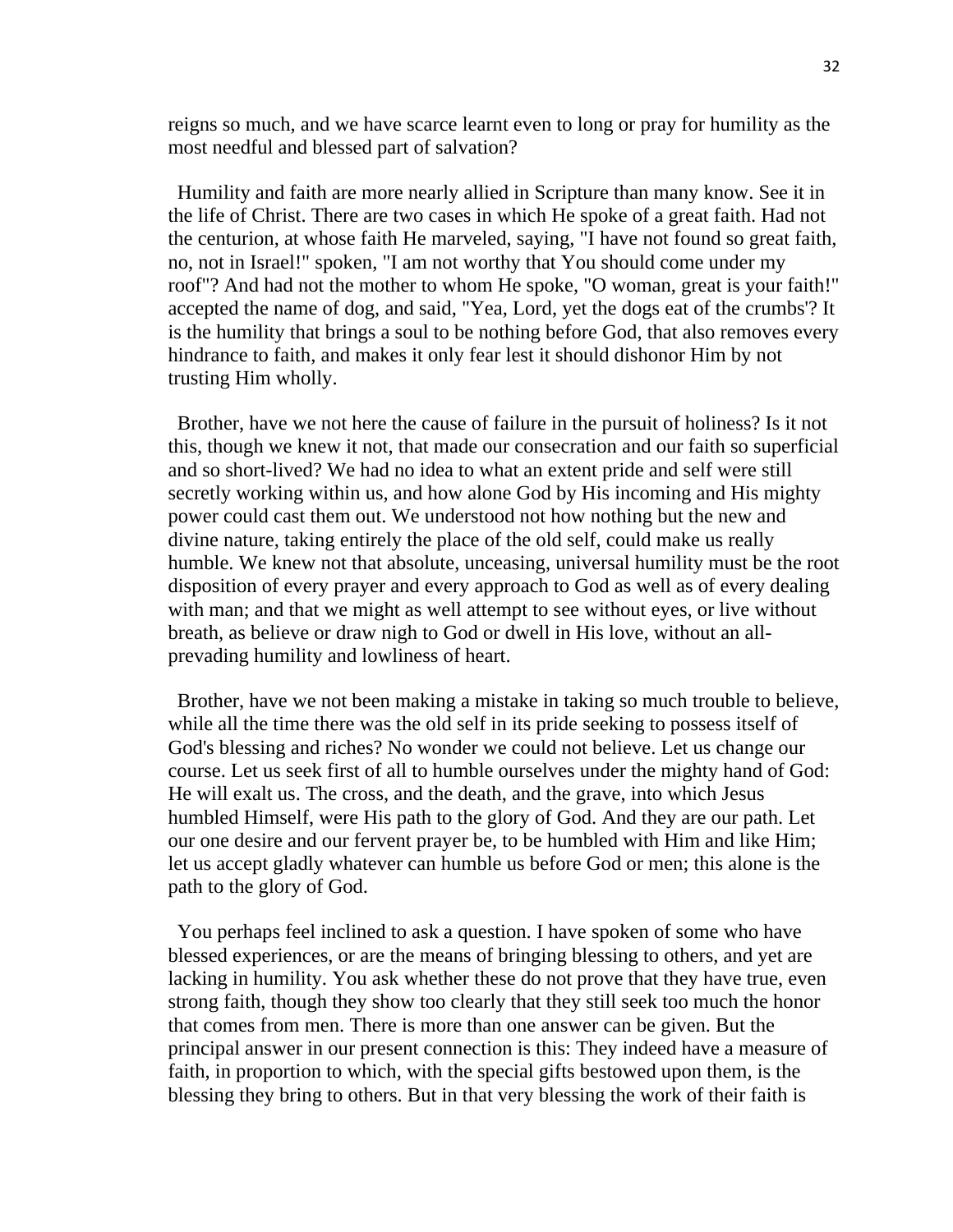reigns so much, and we have scarce learnt even to long or pray for humility as the most needful and blessed part of salvation?

Humility and faith are more nearly allied in Scripture than many know. See it in the life of Christ. There are two cases in which He spoke of a great faith. Had not the centurion, at whose faith He marveled, saying, "I have not found so great faith, no, not in Israel!" spoken, "I am not worthy that You should come under my roof"? And had not the mother to whom He spoke, "O woman, great is your faith!" accepted the name of dog, and said, "Yea, Lord, yet the dogs eat of the crumbs'? It is the humility that brings a soul to be nothing before God, that also removes every hindrance to faith, and makes it only fear lest it should dishonor Him by not trusting Him wholly.

Brother, have we not here the cause of failure in the pursuit of holiness? Is it not this, though we knew it not, that made our consecration and our faith so superficial and so short-lived? We had no idea to what an extent pride and self were still secretly working within us, and how alone God by His incoming and His mighty power could cast them out. We understood not how nothing but the new and divine nature, taking entirely the place of the old self, could make us really humble. We knew not that absolute, unceasing, universal humility must be the root disposition of every prayer and every approach to God as well as of every dealing with man; and that we might as well attempt to see without eyes, or live without breath, as believe or draw nigh to God or dwell in His love, without an all-prevading humility and lowliness of heart.

Brother, have we not been making a mistake in taking so much trouble to believe, while all the time there was the old self in its pride seeking to possess itself of God's blessing and riches? No wonder we could not believe. Let us change our course. Let us seek first of all to humble ourselves under the mighty hand of God: He will exalt us. The cross, and the death, and the grave, into which Jesus humbled Himself, were His path to the glory of God. And they are our path. Let our one desire and our fervent prayer be, to be humbled with Him and like Him; let us accept gladly whatever can humble us before God or men; this alone is the path to the glory of God.

You perhaps feel inclined to ask a question. I have spoken of some who have blessed experiences, or are the means of bringing blessing to others, and yet are lacking in humility. You ask whether these do not prove that they have true, even strong faith, though they show too clearly that they still seek too much the honor that comes from men. There is more than one answer can be given. But the principal answer in our present connection is this: They indeed have a measure of faith, in proportion to which, with the special gifts bestowed upon them, is the blessing they bring to others. But in that very blessing the work of their faith is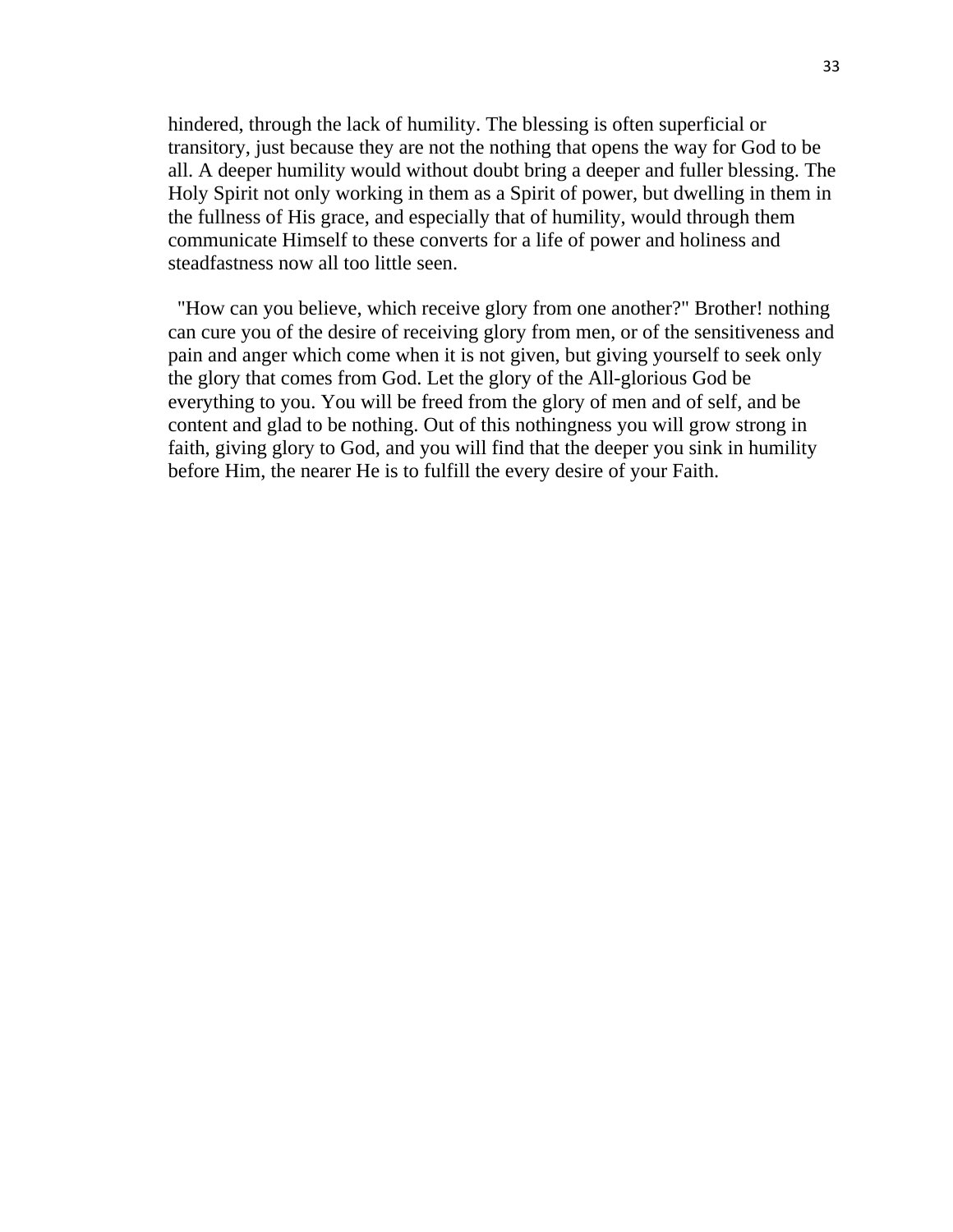hindered, through the lack of humility. The blessing is often superficial or transitory, just because they are not the nothing that opens the way for God to be all. A deeper humility would without doubt bring a deeper and fuller blessing. The Holy Spirit not only working in them as a Spirit of power, but dwelling in them in the fullness of His grace, and especially that of humility, would through them communicate Himself to these converts for a life of power and holiness and steadfastness now all too little seen.

"How can you believe, which receive glory from one another?" Brother! nothing can cure you of the desire of receiving glory from men, or of the sensitiveness and pain and anger which come when it is not given, but giving yourself to seek only the glory that comes from God. Let the glory of the All-glorious God be everything to you. You will be freed from the glory of men and of self, and be content and glad to be nothing. Out of this nothingness you will grow strong in faith, giving glory to God, and you will find that the deeper you sink in humility before Him, the nearer He is to fulfill the every desire of your Faith.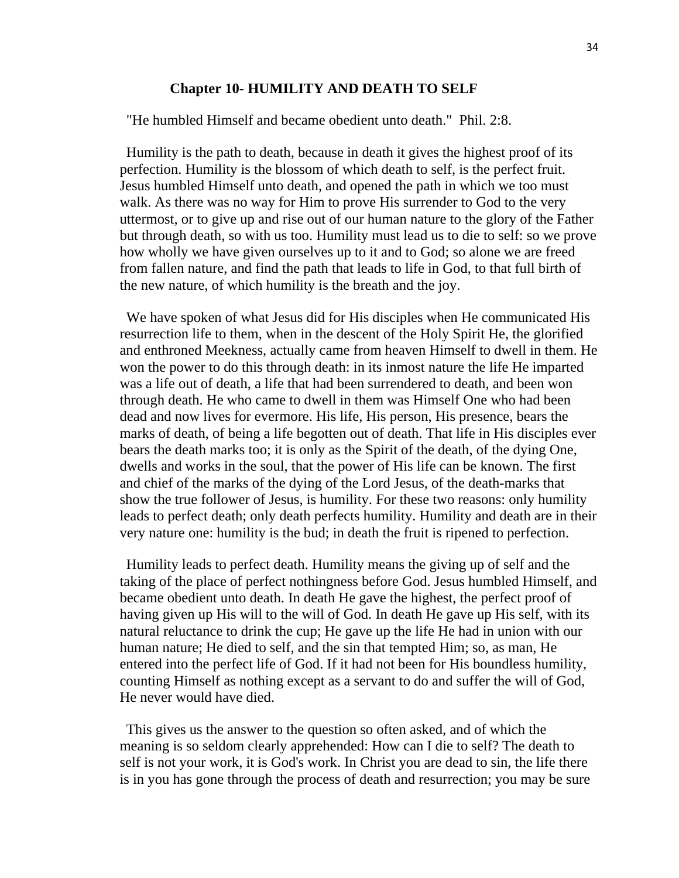## Chapter 10- HUMILITY AND DEATH TO SELF

"He humbled Himself and became obedient unto death." Phil. 2:8.

Humility is the path to death, because in death it gives the highest proof of its perfection. Humility is the blossom of which death to self, is the perfect fruit. Jesus humbled Himself unto death, and opened the path in which we too must walk. As there was no way for Him to prove His surrender to God to the very uttermost, or to give up and rise out of our human nature to the glory of the Father but through death, so with us too. Humility must lead us to die to self: so we prove how wholly we have given ourselves up to it and to God; so alone we are freed from fallen nature, and find the path that leads to life in God, to that full birth of the new nature, of which humility is the breath and the joy.

We have spoken of what Jesus did for His disciples when He communicated His resurrection life to them, when in the descent of the Holy Spirit He, the glorified and enthroned Meekness, actually came from heaven Himself to dwell in them. He won the power to do this through death: in its inmost nature the life He imparted was a life out of death, a life that had been surrendered to death, and been won through death. He who came to dwell in them was Himself One who had been dead and now lives for evermore. His life, His person, His presence, bears the marks of death, of being a life begotten out of death. That life in His disciples ever bears the death marks too; it is only as the Spirit of the death, of the dying One, dwells and works in the soul, that the power of His life can be known. The first and chief of the marks of the dying of the Lord Jesus, of the death-marks that show the true follower of Jesus, is humility. For these two reasons: only humility leads to perfect death; only death perfects humility. Humility and death are in their very nature one: humility is the bud; in death the fruit is ripened to perfection.

Humility leads to perfect death. Humility means the giving up of self and the taking of the place of perfect nothingness before God. Jesus humbled Himself, and became obedient unto death. In death He gave the highest, the perfect proof of having given up His will to the will of God. In death He gave up His self, with its natural reluctance to drink the cup; He gave up the life He had in union with our human nature; He died to self, and the sin that tempted Him; so, as man, He entered into the perfect life of God. If it had not been for His boundless humility, counting Himself as nothing except as a servant to do and suffer the will of God, He never would have died.

This gives us the answer to the question so often asked, and of which the meaning is so seldom clearly apprehended: How can I die to self? The death to self is not your work, it is God's work. In Christ you are dead to sin, the life there is in you has gone through the process of death and resurrection; you may be sure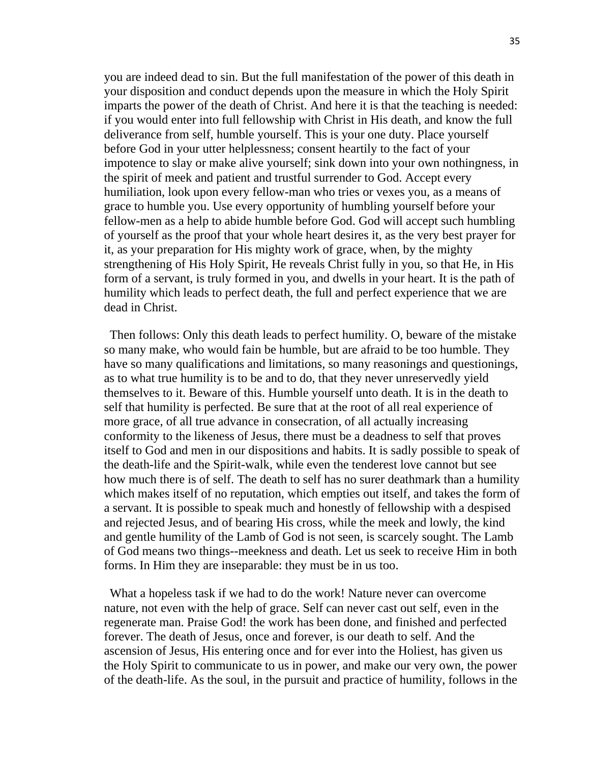you are indeed dead to sin. But the full manifestation of the power of this death in your disposition and conduct depends upon the measure in which the Holy Spirit imparts the power of the death of Christ. And here it is that the teaching is needed: if you would enter into full fellowship with Christ in His death, and know the full deliverance from self, humble yourself. This is your one duty. Place yourself before God in your utter helplessness; consent heartily to the fact of your impotence to slay or make alive yourself; sink down into your own nothingness, in the spirit of meek and patient and trustful surrender to God. Accept every humiliation, look upon every fellow-man who tries or vexes you, as a means of grace to humble you. Use every opportunity of humbling yourself before your fellow-men as a help to abide humble before God. God will accept such humbling of yourself as the proof that your whole heart desires it, as the very best prayer for it, as your preparation for His mighty work of grace, when, by the mighty strengthening of His Holy Spirit, He reveals Christ fully in you, so that He, in His form of a servant, is truly formed in you, and dwells in your heart. It is the path of humility which leads to perfect death, the full and perfect experience that we are dead in Christ.

Then follows: Only this death leads to perfect humility. O, beware of the mistake so many make, who would fain be humble, but are afraid to be too humble. They have so many qualifications and limitations, so many reasonings and questionings, as to what true humility is to be and to do, that they never unreservedly yield themselves to it. Beware of this. Humble yourself unto death. It is in the death to self that humility is perfected. Be sure that at the root of all real experience of more grace, of all true advance in consecration, of all actually increasing conformity to the likeness of Jesus, there must be a deadness to self that proves itself to God and men in our dispositions and habits. It is sadly possible to speak of the death-life and the Spirit-walk, while even the tenderest love cannot but see how much there is of self. The death to self has no surer deathmark than a humility which makes itself of no reputation, which empties out itself, and takes the form of a servant. It is possible to speak much and honestly of fellowship with a despised and rejected Jesus, and of bearing His cross, while the meek and lowly, the kind and gentle humility of the Lamb of God is not seen, is scarcely sought. The Lamb of God means two things--meekness and death. Let us seek to receive Him in both forms. In Him they are inseparable: they must be in us too.

What a hopeless task if we had to do the work! Nature never can overcome nature, not even with the help of grace. Self can never cast out self, even in the regenerate man. Praise God! the work has been done, and finished and perfected forever. The death of Jesus, once and forever, is our death to self. And the ascension of Jesus, His entering once and for ever into the Holiest, has given us the Holy Spirit to communicate to us in power, and make our very own, the power of the death-life. As the soul, in the pursuit and practice of humility, follows in the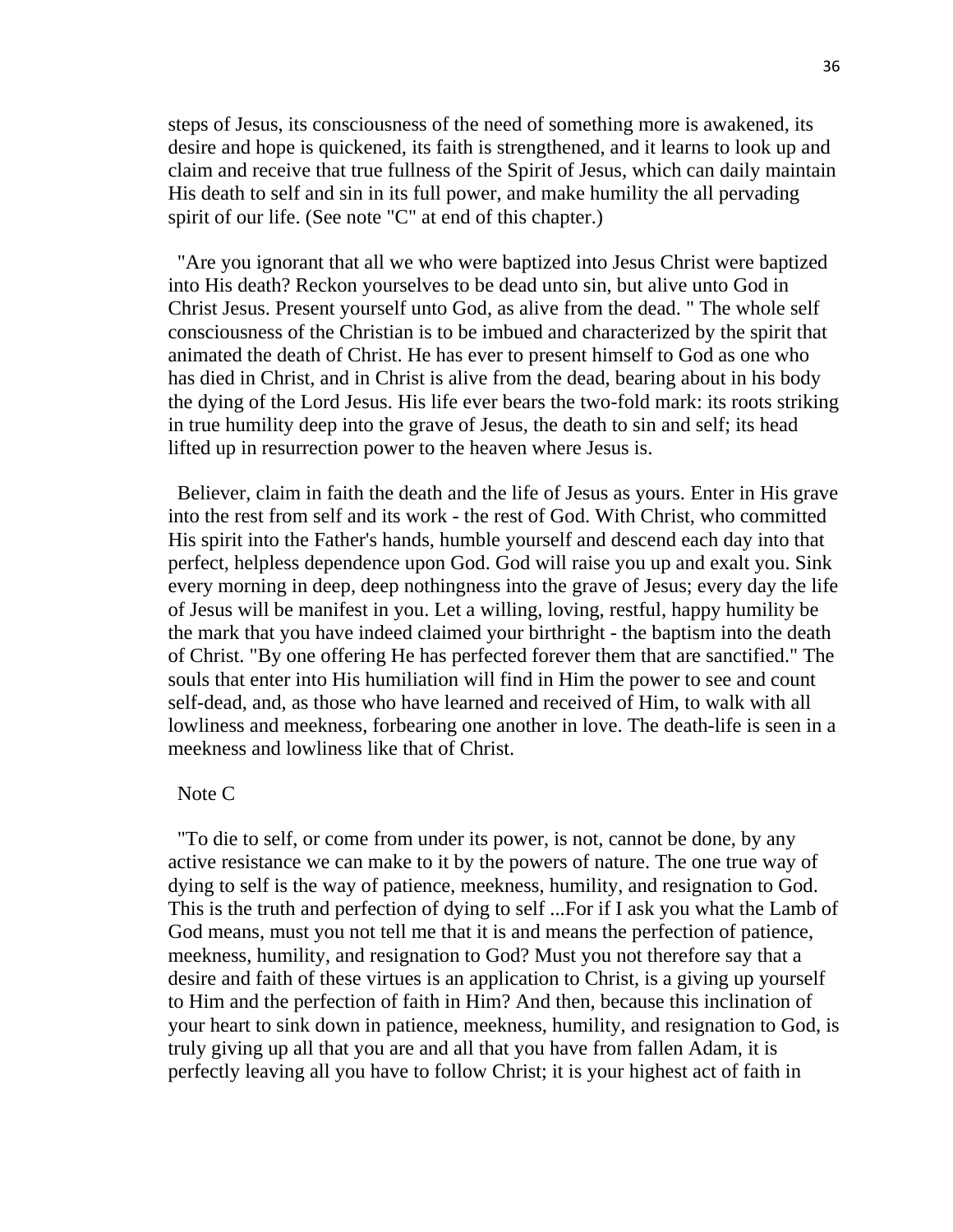steps of Jesus, its consciousness of the need of something more is awakened, its desire and hope is quickened, its faith is strengthened, and it learns to look up and claim and receive that true fullness of the Spirit of Jesus, which can daily maintain His death to self and sin in its full power, and make humility the all pervading spirit of our life. (See note "C" at end of this chapter.)

"Are you ignorant that all we who were baptized into Jesus Christ were baptized into His death? Reckon yourselves to be dead unto sin, but alive unto God in Christ Jesus. Present yourself unto God, as alive from the dead. " The whole self consciousness of the Christian is to be imbued and characterized by the spirit that animated the death of Christ. He has ever to present himself to God as one who has died in Christ, and in Christ is alive from the dead, bearing about in his body the dying of the Lord Jesus. His life ever bears the two-fold mark: its roots striking in true humility deep into the grave of Jesus, the death to sin and self; its head lifted up in resurrection power to the heaven where Jesus is.

Believer, claim in faith the death and the life of Jesus as yours. Enter in His grave into the rest from self and its work - the rest of God. With Christ, who committed His spirit into the Father's hands, humble yourself and descend each day into that perfect, helpless dependence upon God. God will raise you up and exalt you. Sink every morning in deep, deep nothingness into the grave of Jesus; every day the life of Jesus will be manifest in you. Let a willing, loving, restful, happy humility be the mark that you have indeed claimed your birthright - the baptism into the death of Christ. "By one offering He has perfected forever them that are sanctified." The souls that enter into His humiliation will find in Him the power to see and count self-dead, and, as those who have learned and received of Him, to walk with all lowliness and meekness, forbearing one another in love. The death-life is seen in a meekness and lowliness like that of Christ.

Note C

"To die to self, or come from under its power, is not, cannot be done, by any active resistance we can make to it by the powers of nature. The one true way of dying to self is the way of patience, meekness, humility, and resignation to God. This is the truth and perfection of dying to self ...For if I ask you what the Lamb of God means, must you not tell me that it is and means the perfection of patience, meekness, humility, and resignation to God? Must you not therefore say that a desire and faith of these virtues is an application to Christ, is a giving up yourself to Him and the perfection of faith in Him? And then, because this inclination of your heart to sink down in patience, meekness, humility, and resignation to God, is truly giving up all that you are and all that you have from fallen Adam, it is perfectly leaving all you have to follow Christ; it is your highest act of faith in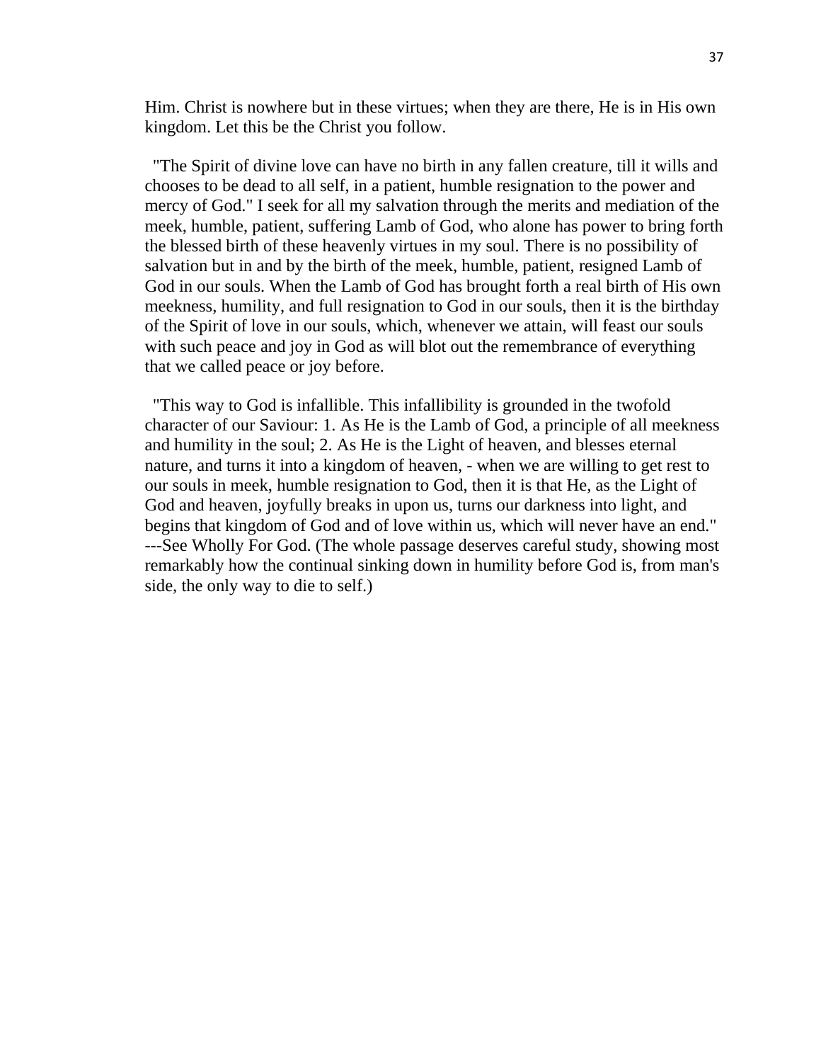Him. Christ is nowhere but in these virtues; when they are there, He is in His own kingdom. Let this be the Christ you follow.

"The Spirit of divine love can have no birth in any fallen creature, till it wills and chooses to be dead to all self, in a patient, humble resignation to the power and mercy of God." I seek for all my salvation through the merits and mediation of the meek, humble, patient, suffering Lamb of God, who alone has power to bring forth the blessed birth of these heavenly virtues in my soul. There is no possibility of salvation but in and by the birth of the meek, humble, patient, resigned Lamb of God in our souls. When the Lamb of God has brought forth a real birth of His own meekness, humility, and full resignation to God in our souls, then it is the birthday of the Spirit of love in our souls, which, whenever we attain, will feast our souls with such peace and joy in God as will blot out the remembrance of everything that we called peace or joy before.

"This way to God is infallible. This infallibility is grounded in the twofold character of our Saviour: 1. As He is the Lamb of God, a principle of all meekness and humility in the soul; 2. As He is the Light of heaven, and blesses eternal nature, and turns it into a kingdom of heaven, - when we are willing to get rest to our souls in meek, humble resignation to God, then it is that He, as the Light of God and heaven, joyfully breaks in upon us, turns our darkness into light, and begins that kingdom of God and of love within us, which will never have an end." ---See Wholly For God. (The whole passage deserves careful study, showing most remarkably how the continual sinking down in humility before God is, from man's side, the only way to die to self.)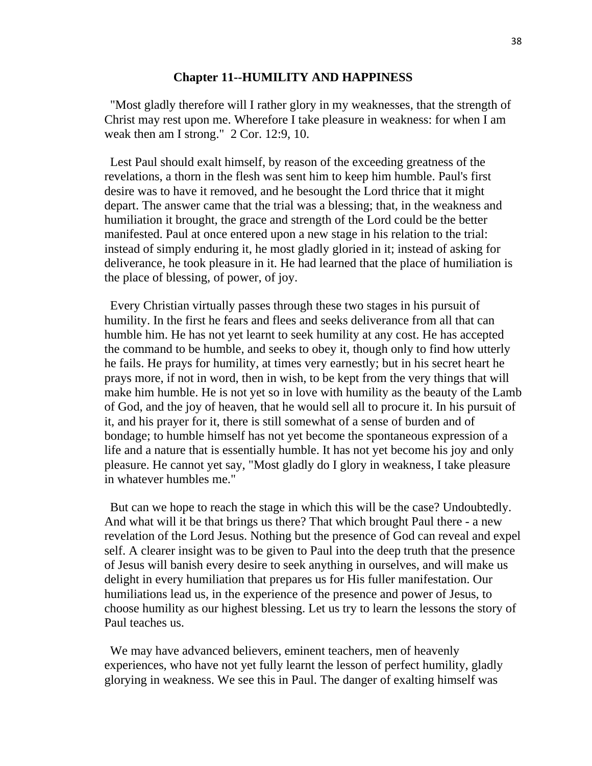## Chapter 11--HUMILITY AND HAPPINESS

"Most gladly therefore will I rather glory in my weaknesses, that the strength of Christ may rest upon me. Wherefore I take pleasure in weakness: for when I am weak then am I strong." 2 Cor. 12:9, 10.

Lest Paul should exalt himself, by reason of the exceeding greatness of the revelations, a thorn in the flesh was sent him to keep him humble. Paul's first desire was to have it removed, and he besought the Lord thrice that it might depart. The answer came that the trial was a blessing; that, in the weakness and humiliation it brought, the grace and strength of the Lord could be the better manifested. Paul at once entered upon a new stage in his relation to the trial: instead of simply enduring it, he most gladly gloried in it; instead of asking for deliverance, he took pleasure in it. He had learned that the place of humiliation is the place of blessing, of power, of joy.

Every Christian virtually passes through these two stages in his pursuit of humility. In the first he fears and flees and seeks deliverance from all that can humble him. He has not yet learnt to seek humility at any cost. He has accepted the command to be humble, and seeks to obey it, though only to find how utterly he fails. He prays for humility, at times very earnestly; but in his secret heart he prays more, if not in word, then in wish, to be kept from the very things that will make him humble. He is not yet so in love with humility as the beauty of the Lamb of God, and the joy of heaven, that he would sell all to procure it. In his pursuit of it, and his prayer for it, there is still somewhat of a sense of burden and of bondage; to humble himself has not yet become the spontaneous expression of a life and a nature that is essentially humble. It has not yet become his joy and only pleasure. He cannot yet say, "Most gladly do I glory in weakness, I take pleasure in whatever humbles me."

But can we hope to reach the stage in which this will be the case? Undoubtedly. And what will it be that brings us there? That which brought Paul there - a new revelation of the Lord Jesus. Nothing but the presence of God can reveal and expel self. A clearer insight was to be given to Paul into the deep truth that the presence of Jesus will banish every desire to seek anything in ourselves, and will make us delight in every humiliation that prepares us for His fuller manifestation. Our humiliations lead us, in the experience of the presence and power of Jesus, to choose humility as our highest blessing. Let us try to learn the lessons the story of Paul teaches us.

We may have advanced believers, eminent teachers, men of heavenly experiences, who have not yet fully learnt the lesson of perfect humility, gladly glorying in weakness. We see this in Paul. The danger of exalting himself was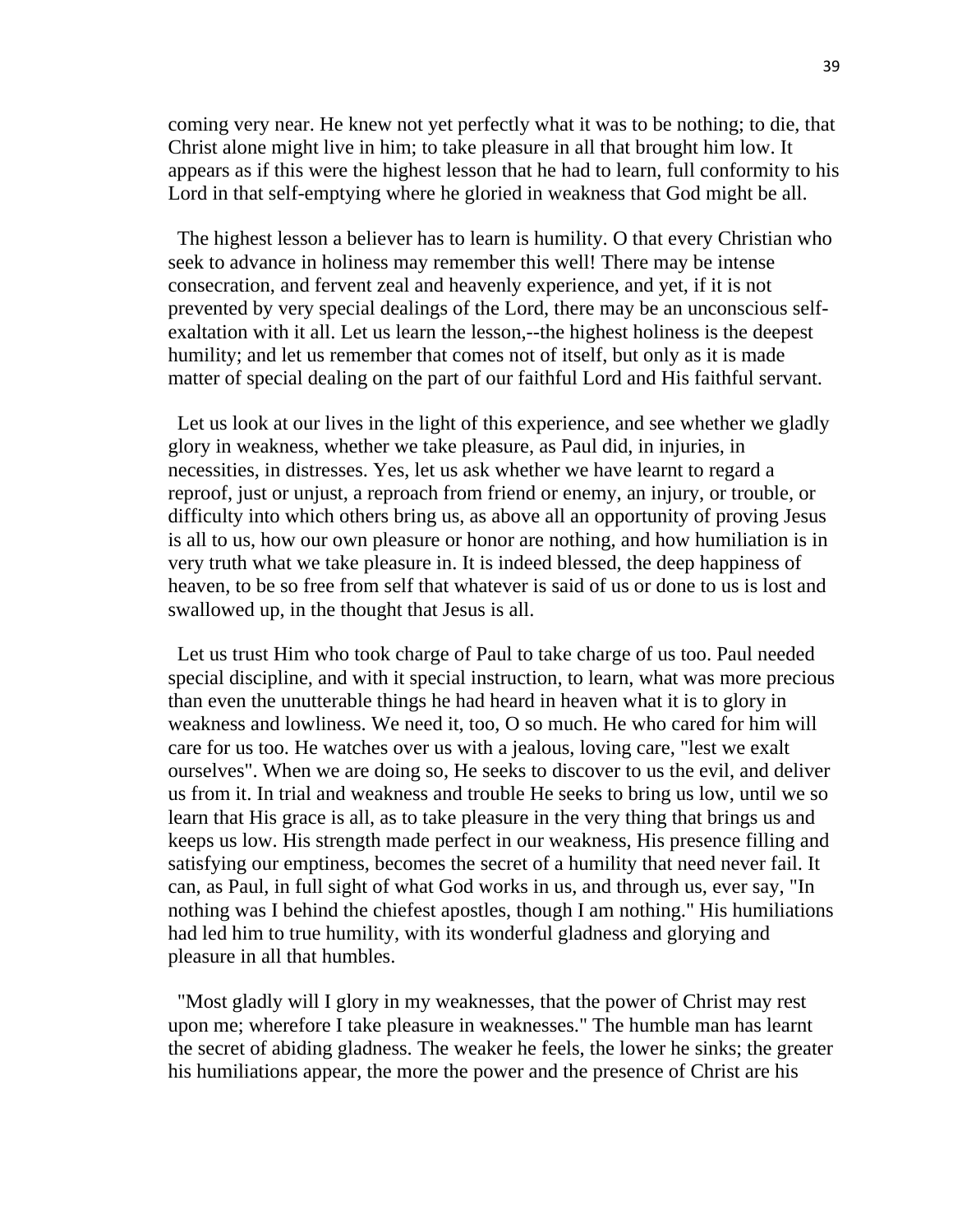coming very near. He knew not yet perfectly what it was to be nothing; to die, that Christ alone might live in him; to take pleasure in all that brought him low. It appears as if this were the highest lesson that he had to learn, full conformity to his Lord in that self-emptying where he gloried in weakness that God might be all.

The highest lesson a believer has to learn is humility. O that every Christian who seek to advance in holiness may remember this well! There may be intense consecration, and fervent zeal and heavenly experience, and yet, if it is not prevented by very special dealings of the Lord, there may be an unconscious self-exaltation with it all. Let us learn the lesson,--the highest holiness is the deepest humility; and let us remember that comes not of itself, but only as it is made matter of special dealing on the part of our faithful Lord and His faithful servant.

Let us look at our lives in the light of this experience, and see whether we gladly glory in weakness, whether we take pleasure, as Paul did, in injuries, in necessities, in distresses. Yes, let us ask whether we have learnt to regard a reproof, just or unjust, a reproach from friend or enemy, an injury, or trouble, or difficulty into which others bring us, as above all an opportunity of proving Jesus is all to us, how our own pleasure or honor are nothing, and how humiliation is in very truth what we take pleasure in. It is indeed blessed, the deep happiness of heaven, to be so free from self that whatever is said of us or done to us is lost and swallowed up, in the thought that Jesus is all.

Let us trust Him who took charge of Paul to take charge of us too. Paul needed special discipline, and with it special instruction, to learn, what was more precious than even the unutterable things he had heard in heaven what it is to glory in weakness and lowliness. We need it, too, O so much. He who cared for him will care for us too. He watches over us with a jealous, loving care, "lest we exalt ourselves". When we are doing so, He seeks to discover to us the evil, and deliver us from it. In trial and weakness and trouble He seeks to bring us low, until we so learn that His grace is all, as to take pleasure in the very thing that brings us and keeps us low. His strength made perfect in our weakness, His presence filling and satisfying our emptiness, becomes the secret of a humility that need never fail. It can, as Paul, in full sight of what God works in us, and through us, ever say, "In nothing was I behind the chiefest apostles, though I am nothing." His humiliations had led him to true humility, with its wonderful gladness and glorying and pleasure in all that humbles.

"Most gladly will I glory in my weaknesses, that the power of Christ may rest upon me; wherefore I take pleasure in weaknesses." The humble man has learnt the secret of abiding gladness. The weaker he feels, the lower he sinks; the greater his humiliations appear, the more the power and the presence of Christ are his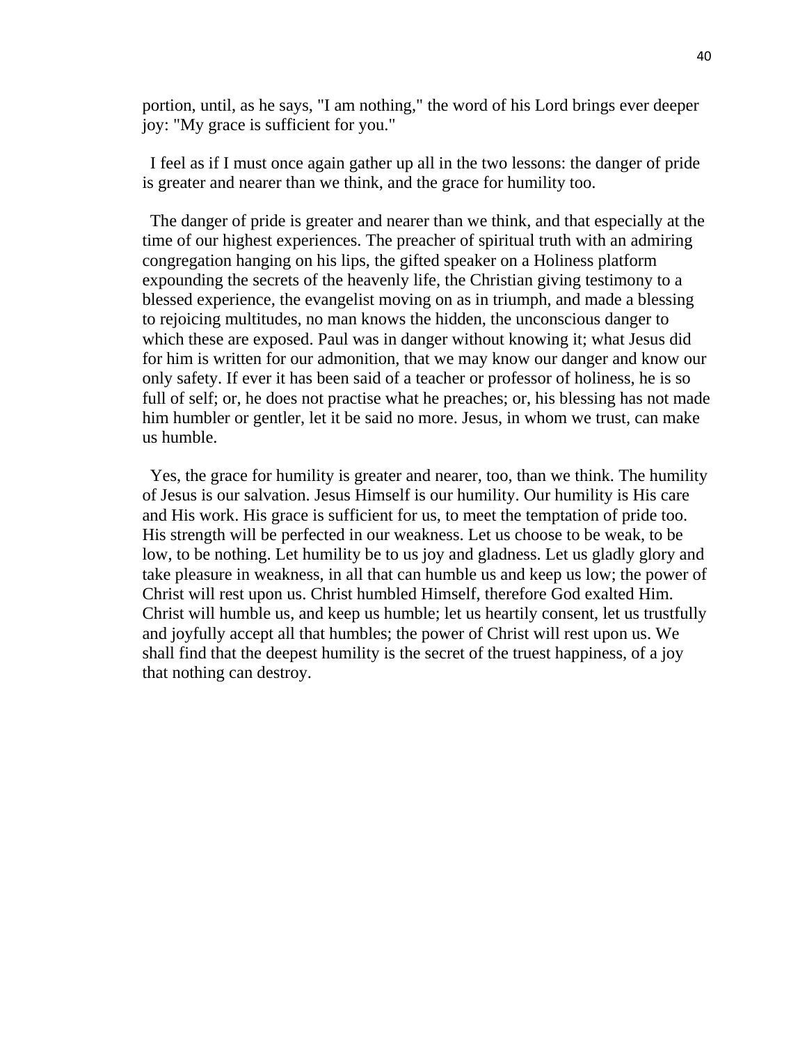portion, until, as he says, "I am nothing," the word of his Lord brings ever deeper joy: "My grace is sufficient for you."

I feel as if I must once again gather up all in the two lessons: the danger of pride is greater and nearer than we think, and the grace for humility too.

The danger of pride is greater and nearer than we think, and that especially at the time of our highest experiences. The preacher of spiritual truth with an admiring congregation hanging on his lips, the gifted speaker on a Holiness platform expounding the secrets of the heavenly life, the Christian giving testimony to a blessed experience, the evangelist moving on as in triumph, and made a blessing to rejoicing multitudes, no man knows the hidden, the unconscious danger to which these are exposed. Paul was in danger without knowing it; what Jesus did for him is written for our admonition, that we may know our danger and know our only safety. If ever it has been said of a teacher or professor of holiness, he is so full of self; or, he does not practise what he preaches; or, his blessing has not made him humbler or gentler, let it be said no more. Jesus, in whom we trust, can make us humble.

Yes, the grace for humility is greater and nearer, too, than we think. The humility of Jesus is our salvation. Jesus Himself is our humility. Our humility is His care and His work. His grace is sufficient for us, to meet the temptation of pride too. His strength will be perfected in our weakness. Let us choose to be weak, to be low, to be nothing. Let humility be to us joy and gladness. Let us gladly glory and take pleasure in weakness, in all that can humble us and keep us low; the power of Christ will rest upon us. Christ humbled Himself, therefore God exalted Him. Christ will humble us, and keep us humble; let us heartily consent, let us trustfully and joyfully accept all that humbles; the power of Christ will rest upon us. We shall find that the deepest humility is the secret of the truest happiness, of a joy that nothing can destroy.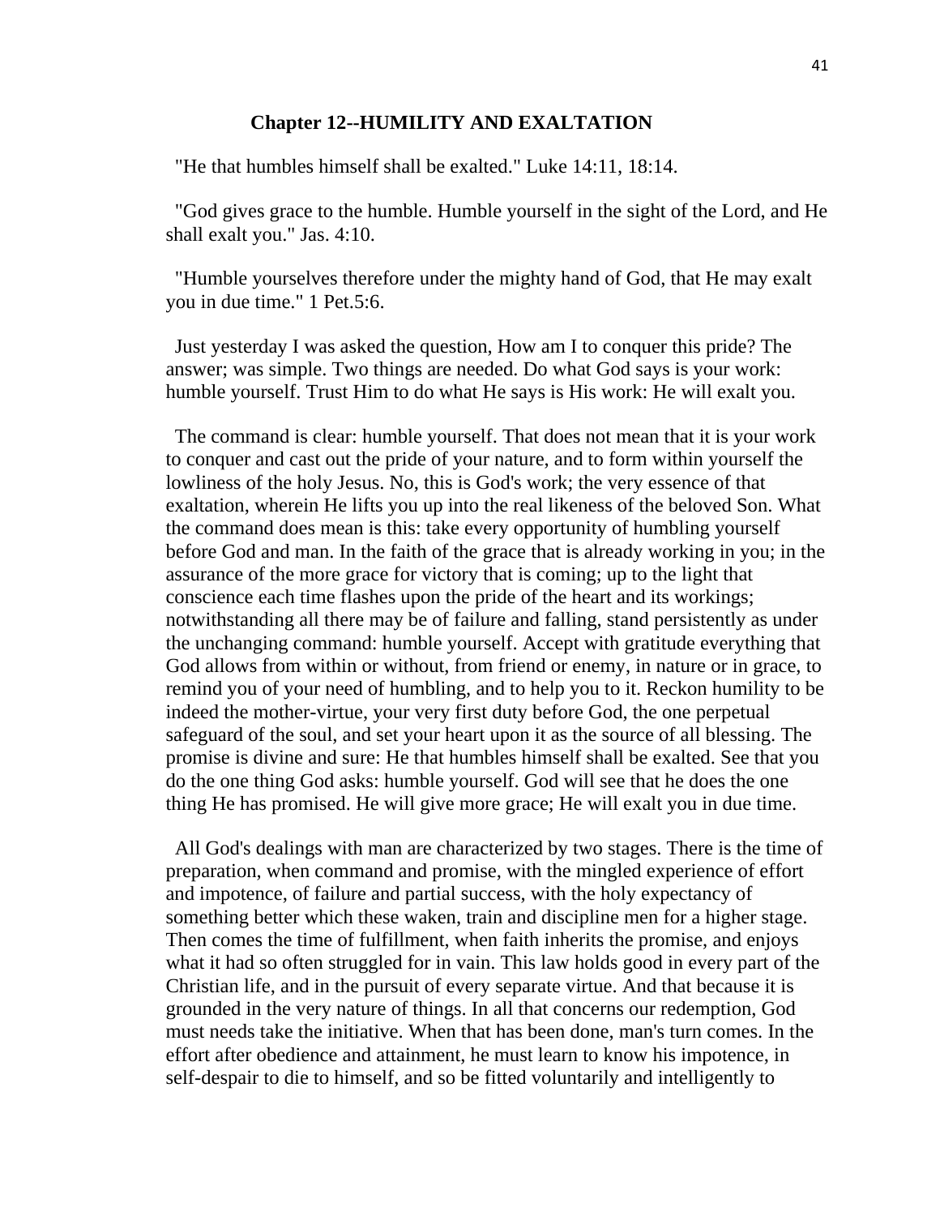## Chapter 12--HUMILITY AND EXALTATION

"He that humbles himself shall be exalted." Luke 14:11, 18:14.

"God gives grace to the humble. Humble yourself in the sight of the Lord, and He shall exalt you." Jas. 4:10.

"Humble yourselves therefore under the mighty hand of God, that He may exalt you in due time." 1 Pet.5:6.

Just yesterday I was asked the question, How am I to conquer this pride? The answer; was simple. Two things are needed. Do what God says is your work: humble yourself. Trust Him to do what He says is His work: He will exalt you.

The command is clear: humble yourself. That does not mean that it is your work to conquer and cast out the pride of your nature, and to form within yourself the lowliness of the holy Jesus. No, this is God's work; the very essence of that exaltation, wherein He lifts you up into the real likeness of the beloved Son. What the command does mean is this: take every opportunity of humbling yourself before God and man. In the faith of the grace that is already working in you; in the assurance of the more grace for victory that is coming; up to the light that conscience each time flashes upon the pride of the heart and its workings; notwithstanding all there may be of failure and falling, stand persistently as under the unchanging command: humble yourself. Accept with gratitude everything that God allows from within or without, from friend or enemy, in nature or in grace, to remind you of your need of humbling, and to help you to it. Reckon humility to be indeed the mother-virtue, your very first duty before God, the one perpetual safeguard of the soul, and set your heart upon it as the source of all blessing. The promise is divine and sure: He that humbles himself shall be exalted. See that you do the one thing God asks: humble yourself. God will see that he does the one thing He has promised. He will give more grace; He will exalt you in due time.

All God's dealings with man are characterized by two stages. There is the time of preparation, when command and promise, with the mingled experience of effort and impotence, of failure and partial success, with the holy expectancy of something better which these waken, train and discipline men for a higher stage. Then comes the time of fulfillment, when faith inherits the promise, and enjoys what it had so often struggled for in vain. This law holds good in every part of the Christian life, and in the pursuit of every separate virtue. And that because it is grounded in the very nature of things. In all that concerns our redemption, God must needs take the initiative. When that has been done, man's turn comes. In the effort after obedience and attainment, he must learn to know his impotence, in self-despair to die to himself, and so be fitted voluntarily and intelligently to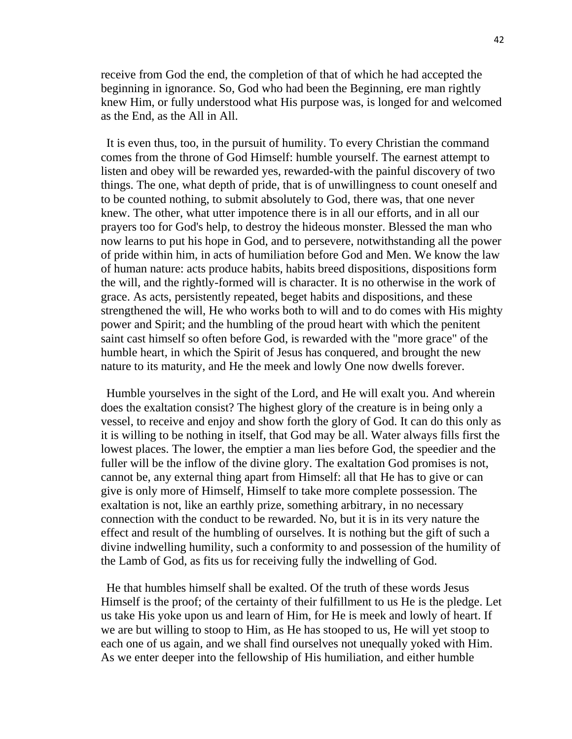receive from God the end, the completion of that of which he had accepted the beginning in ignorance. So, God who had been the Beginning, ere man rightly knew Him, or fully understood what His purpose was, is longed for and welcomed as the End, as the All in All.

It is even thus, too, in the pursuit of humility. To every Christian the command comes from the throne of God Himself: humble yourself. The earnest attempt to listen and obey will be rewarded yes, rewarded-with the painful discovery of two things. The one, what depth of pride, that is of unwillingness to count oneself and to be counted nothing, to submit absolutely to God, there was, that one never knew. The other, what utter impotence there is in all our efforts, and in all our prayers too for God's help, to destroy the hideous monster. Blessed the man who now learns to put his hope in God, and to persevere, notwithstanding all the power of pride within him, in acts of humiliation before God and Men. We know the law of human nature: acts produce habits, habits breed dispositions, dispositions form the will, and the rightly-formed will is character. It is no otherwise in the work of grace. As acts, persistently repeated, beget habits and dispositions, and these strengthened the will, He who works both to will and to do comes with His mighty power and Spirit; and the humbling of the proud heart with which the penitent saint cast himself so often before God, is rewarded with the "more grace" of the humble heart, in which the Spirit of Jesus has conquered, and brought the new nature to its maturity, and He the meek and lowly One now dwells forever.

Humble yourselves in the sight of the Lord, and He will exalt you. And wherein does the exaltation consist? The highest glory of the creature is in being only a vessel, to receive and enjoy and show forth the glory of God. It can do this only as it is willing to be nothing in itself, that God may be all. Water always fills first the lowest places. The lower, the emptier a man lies before God, the speedier and the fuller will be the inflow of the divine glory. The exaltation God promises is not, cannot be, any external thing apart from Himself: all that He has to give or can give is only more of Himself, Himself to take more complete possession. The exaltation is not, like an earthly prize, something arbitrary, in no necessary connection with the conduct to be rewarded. No, but it is in its very nature the effect and result of the humbling of ourselves. It is nothing but the gift of such a divine indwelling humility, such a conformity to and possession of the humility of the Lamb of God, as fits us for receiving fully the indwelling of God.

He that humbles himself shall be exalted. Of the truth of these words Jesus Himself is the proof; of the certainty of their fulfillment to us He is the pledge. Let us take His yoke upon us and learn of Him, for He is meek and lowly of heart. If we are but willing to stoop to Him, as He has stooped to us, He will yet stoop to each one of us again, and we shall find ourselves not unequally yoked with Him. As we enter deeper into the fellowship of His humiliation, and either humble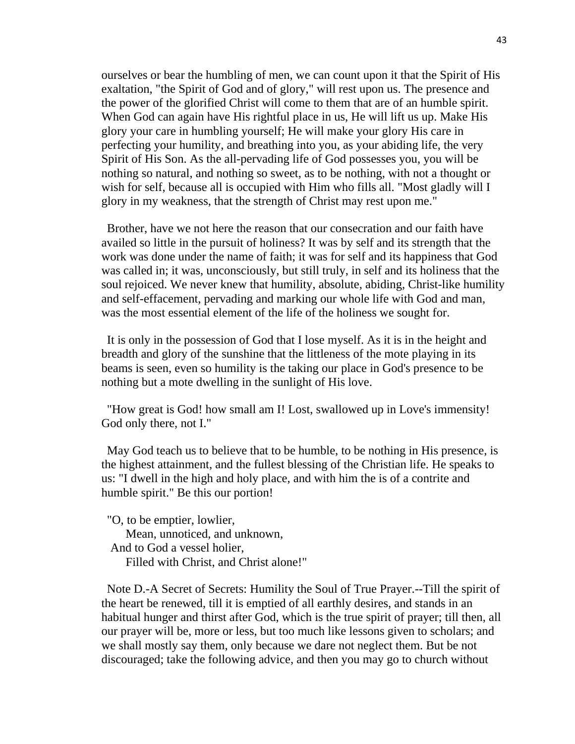ourselves or bear the humbling of men, we can count upon it that the Spirit of His exaltation, "the Spirit of God and of glory," will rest upon us. The presence and the power of the glorified Christ will come to them that are of an humble spirit. When God can again have His rightful place in us, He will lift us up. Make His glory your care in humbling yourself; He will make your glory His care in perfecting your humility, and breathing into you, as your abiding life, the very Spirit of His Son. As the all-pervading life of God possesses you, you will be nothing so natural, and nothing so sweet, as to be nothing, with not a thought or wish for self, because all is occupied with Him who fills all. "Most gladly will I glory in my weakness, that the strength of Christ may rest upon me."

Brother, have we not here the reason that our consecration and our faith have availed so little in the pursuit of holiness? It was by self and its strength that the work was done under the name of faith; it was for self and its happiness that God was called in; it was, unconsciously, but still truly, in self and its holiness that the soul rejoiced. We never knew that humility, absolute, abiding, Christ-like humility and self-effacement, pervading and marking our whole life with God and man, was the most essential element of the life of the holiness we sought for.

It is only in the possession of God that I lose myself. As it is in the height and breadth and glory of the sunshine that the littleness of the mote playing in its beams is seen, even so humility is the taking our place in God's presence to be nothing but a mote dwelling in the sunlight of His love.

"How great is God! how small am I! Lost, swallowed up in Love's immensity! God only there, not I."

May God teach us to believe that to be humble, to be nothing in His presence, is the highest attainment, and the fullest blessing of the Christian life. He speaks to us: "I dwell in the high and holy place, and with him the is of a contrite and humble spirit." Be this our portion!

"O, to be emptier, lowlier,
Mean, unnoticed, and unknown,
And to God a vessel holier,
Filled with Christ, and Christ alone!"

Note D.-A Secret of Secrets: Humility the Soul of True Prayer.--Till the spirit of the heart be renewed, till it is emptied of all earthly desires, and stands in an habitual hunger and thirst after God, which is the true spirit of prayer; till then, all our prayer will be, more or less, but too much like lessons given to scholars; and we shall mostly say them, only because we dare not neglect them. But be not discouraged; take the following advice, and then you may go to church without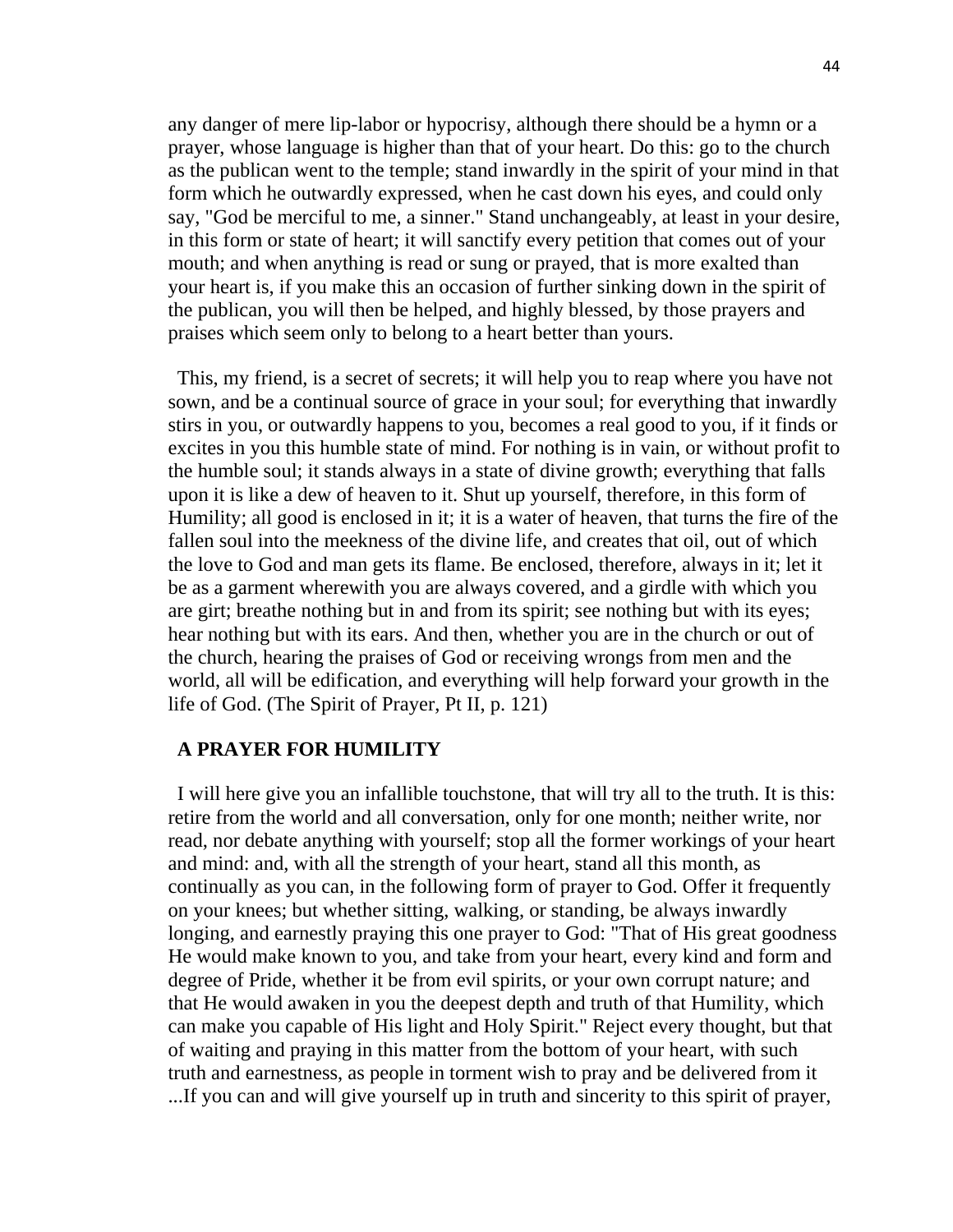any danger of mere lip-labor or hypocrisy, although there should be a hymn or a prayer, whose language is higher than that of your heart. Do this: go to the church as the publican went to the temple; stand inwardly in the spirit of your mind in that form which he outwardly expressed, when he cast down his eyes, and could only say, "God be merciful to me, a sinner." Stand unchangeably, at least in your desire, in this form or state of heart; it will sanctify every petition that comes out of your mouth; and when anything is read or sung or prayed, that is more exalted than your heart is, if you make this an occasion of further sinking down in the spirit of the publican, you will then be helped, and highly blessed, by those prayers and praises which seem only to belong to a heart better than yours.

This, my friend, is a secret of secrets; it will help you to reap where you have not sown, and be a continual source of grace in your soul; for everything that inwardly stirs in you, or outwardly happens to you, becomes a real good to you, if it finds or excites in you this humble state of mind. For nothing is in vain, or without profit to the humble soul; it stands always in a state of divine growth; everything that falls upon it is like a dew of heaven to it. Shut up yourself, therefore, in this form of Humility; all good is enclosed in it; it is a water of heaven, that turns the fire of the fallen soul into the meekness of the divine life, and creates that oil, out of which the love to God and man gets its flame. Be enclosed, therefore, always in it; let it be as a garment wherewith you are always covered, and a girdle with which you are girt; breathe nothing but in and from its spirit; see nothing but with its eyes; hear nothing but with its ears. And then, whether you are in the church or out of the church, hearing the praises of God or receiving wrongs from men and the world, all will be edification, and everything will help forward your growth in the life of God. (The Spirit of Prayer, Pt II, p. 121)

## A PRAYER FOR HUMILITY

I will here give you an infallible touchstone, that will try all to the truth. It is this: retire from the world and all conversation, only for one month; neither write, nor read, nor debate anything with yourself; stop all the former workings of your heart and mind: and, with all the strength of your heart, stand all this month, as continually as you can, in the following form of prayer to God. Offer it frequently on your knees; but whether sitting, walking, or standing, be always inwardly longing, and earnestly praying this one prayer to God: "That of His great goodness He would make known to you, and take from your heart, every kind and form and degree of Pride, whether it be from evil spirits, or your own corrupt nature; and that He would awaken in you the deepest depth and truth of that Humility, which can make you capable of His light and Holy Spirit." Reject every thought, but that of waiting and praying in this matter from the bottom of your heart, with such truth and earnestness, as people in torment wish to pray and be delivered from it ...If you can and will give yourself up in truth and sincerity to this spirit of prayer,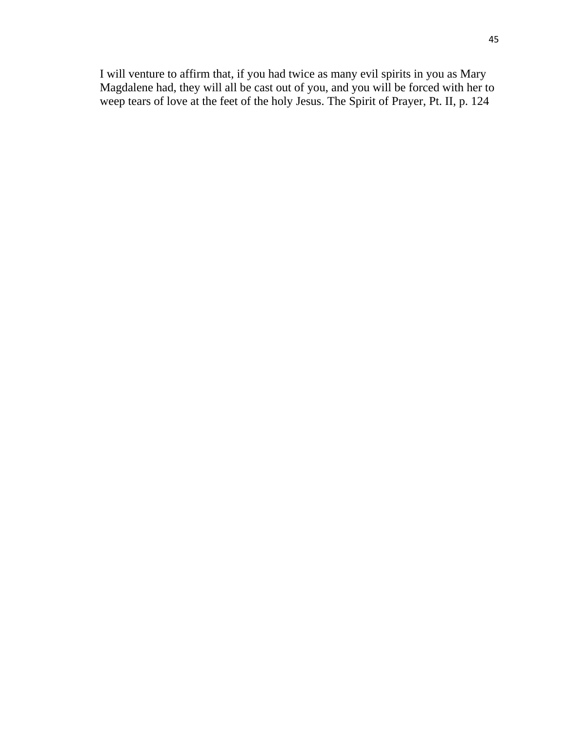I will venture to affirm that, if you had twice as many evil spirits in you as Mary Magdalene had, they will all be cast out of you, and you will be forced with her to weep tears of love at the feet of the holy Jesus. The Spirit of Prayer, Pt. II, p. 124